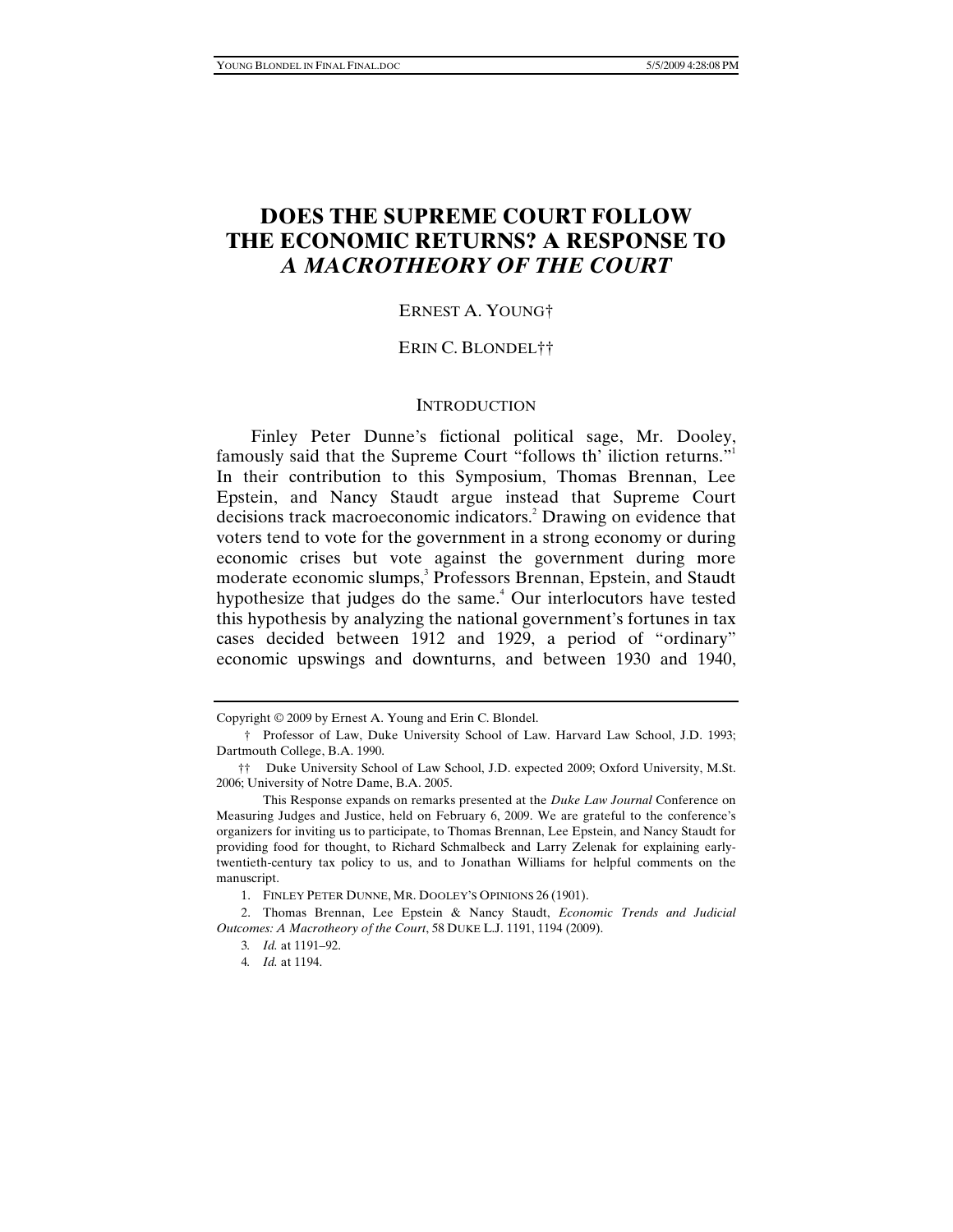# DOES THE SUPREME COURT FOLLOW THE ECONOMIC RETURNS? A RESPONSE TO *A MACROTHEORY OF THE COURT*

ERNEST A. YOUNG†

ERIN C. BLONDEL††

## INTRODUCTION

Finley Peter Dunne's fictional political sage, Mr. Dooley, famously said that the Supreme Court "follows th' iliction returns."[1] In their contribution to this Symposium, Thomas Brennan, Lee Epstein, and Nancy Staudt argue instead that Supreme Court decisions track macroeconomic indicators.[2] Drawing on evidence that voters tend to vote for the government in a strong economy or during economic crises but vote against the government during more moderate economic slumps,[3] Professors Brennan, Epstein, and Staudt hypothesize that judges do the same.[4] Our interlocutors have tested this hypothesis by analyzing the national government's fortunes in tax cases decided between 1912 and 1929, a period of "ordinary" economic upswings and downturns, and between 1930 and 1940,

---

Copyright © 2009 by Ernest A. Young and Erin C. Blondel.

† Professor of Law, Duke University School of Law. Harvard Law School, J.D. 1993; Dartmouth College, B.A. 1990.

†† Duke University School of Law School, J.D. expected 2009; Oxford University, M.St. 2006; University of Notre Dame, B.A. 2005.

This Response expands on remarks presented at the *Duke Law Journal* Conference on Measuring Judges and Justice, held on February 6, 2009. We are grateful to the conference's organizers for inviting us to participate, to Thomas Brennan, Lee Epstein, and Nancy Staudt for providing food for thought, to Richard Schmalbeck and Larry Zelenak for explaining early-twentieth-century tax policy to us, and to Jonathan Williams for helpful comments on the manuscript.

1. FINLEY PETER DUNNE, MR. DOOLEY'S OPINIONS 26 (1901).

2. Thomas Brennan, Lee Epstein & Nancy Staudt, *Economic Trends and Judicial Outcomes: A Macrotheory of the Court*, 58 DUKE L.J. 1191, 1194 (2009).

3. *Id.* at 1191–92.

4. *Id.* at 1194.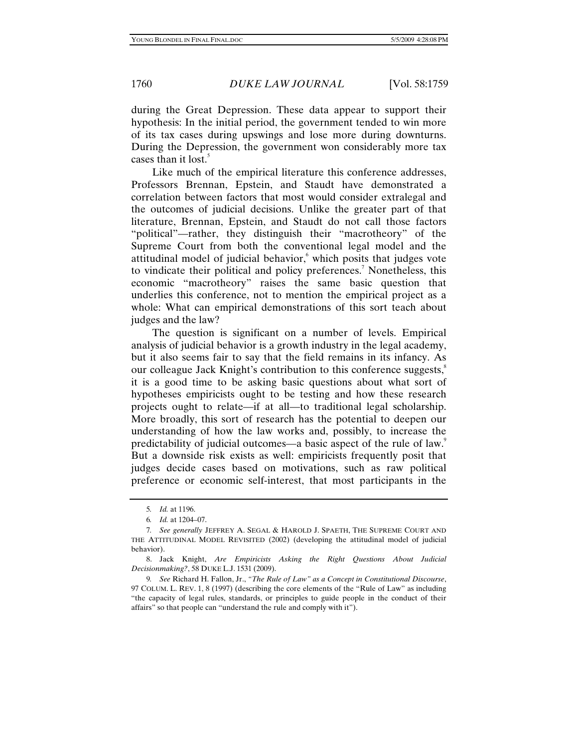during the Great Depression. These data appear to support their hypothesis: In the initial period, the government tended to win more of its tax cases during upswings and lose more during downturns. During the Depression, the government won considerably more tax cases than it lost.[5]

Like much of the empirical literature this conference addresses, Professors Brennan, Epstein, and Staudt have demonstrated a correlation between factors that most would consider extralegal and the outcomes of judicial decisions. Unlike the greater part of that literature, Brennan, Epstein, and Staudt do not call those factors "political"—rather, they distinguish their "macrotheory" of the Supreme Court from both the conventional legal model and the attitudinal model of judicial behavior,[6] which posits that judges vote to vindicate their political and policy preferences.[7] Nonetheless, this economic "macrotheory" raises the same basic question that underlies this conference, not to mention the empirical project as a whole: What can empirical demonstrations of this sort teach about judges and the law?

The question is significant on a number of levels. Empirical analysis of judicial behavior is a growth industry in the legal academy, but it also seems fair to say that the field remains in its infancy. As our colleague Jack Knight's contribution to this conference suggests,[8] it is a good time to be asking basic questions about what sort of hypotheses empiricists ought to be testing and how these research projects ought to relate—if at all—to traditional legal scholarship. More broadly, this sort of research has the potential to deepen our understanding of how the law works and, possibly, to increase the predictability of judicial outcomes—a basic aspect of the rule of law.[9] But a downside risk exists as well: empiricists frequently posit that judges decide cases based on motivations, such as raw political preference or economic self-interest, that most participants in the

---

5. *Id.* at 1196.

6. *Id.* at 1204–07.

7. *See generally* JEFFREY A. SEGAL & HAROLD J. SPAETH, THE SUPREME COURT AND THE ATTITUDINAL MODEL REVISITED (2002) (developing the attitudinal model of judicial behavior).

8. Jack Knight, *Are Empiricists Asking the Right Questions About Judicial Decisionmaking?*, 58 DUKE L.J. 1531 (2009).

9. *See* Richard H. Fallon, Jr., *"The Rule of Law" as a Concept in Constitutional Discourse*, 97 COLUM. L. REV. 1, 8 (1997) (describing the core elements of the "Rule of Law" as including "the capacity of legal rules, standards, or principles to guide people in the conduct of their affairs" so that people can "understand the rule and comply with it").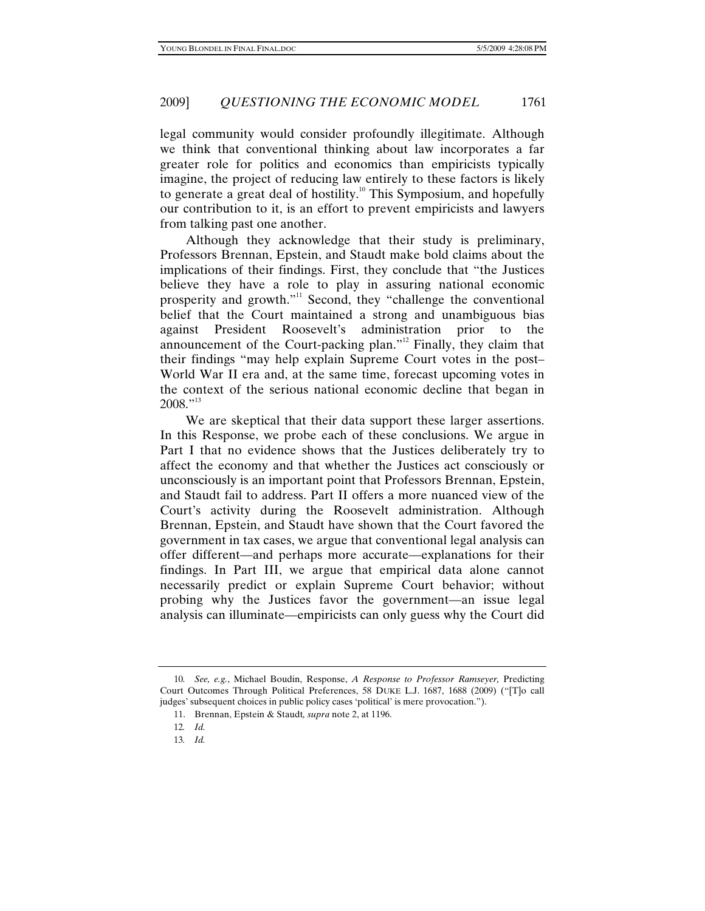legal community would consider profoundly illegitimate. Although we think that conventional thinking about law incorporates a far greater role for politics and economics than empiricists typically imagine, the project of reducing law entirely to these factors is likely to generate a great deal of hostility.[10] This Symposium, and hopefully our contribution to it, is an effort to prevent empiricists and lawyers from talking past one another.

Although they acknowledge that their study is preliminary, Professors Brennan, Epstein, and Staudt make bold claims about the implications of their findings. First, they conclude that "the Justices believe they have a role to play in assuring national economic prosperity and growth."[11] Second, they "challenge the conventional belief that the Court maintained a strong and unambiguous bias against President Roosevelt's administration prior to the announcement of the Court-packing plan."[12] Finally, they claim that their findings "may help explain Supreme Court votes in the post–World War II era and, at the same time, forecast upcoming votes in the context of the serious national economic decline that began in 2008."[13]

We are skeptical that their data support these larger assertions. In this Response, we probe each of these conclusions. We argue in Part I that no evidence shows that the Justices deliberately try to affect the economy and that whether the Justices act consciously or unconsciously is an important point that Professors Brennan, Epstein, and Staudt fail to address. Part II offers a more nuanced view of the Court's activity during the Roosevelt administration. Although Brennan, Epstein, and Staudt have shown that the Court favored the government in tax cases, we argue that conventional legal analysis can offer different—and perhaps more accurate—explanations for their findings. In Part III, we argue that empirical data alone cannot necessarily predict or explain Supreme Court behavior; without probing why the Justices favor the government—an issue legal analysis can illuminate—empiricists can only guess why the Court did

---

10. *See, e.g.*, Michael Boudin, Response, *A Response to Professor Ramseyer,* Predicting Court Outcomes Through Political Preferences, 58 DUKE L.J. 1687, 1688 (2009) ("[T]o call judges' subsequent choices in public policy cases 'political' is mere provocation.").

11. Brennan, Epstein & Staudt, *supra* note 2, at 1196.

12. *Id.*

13. *Id.*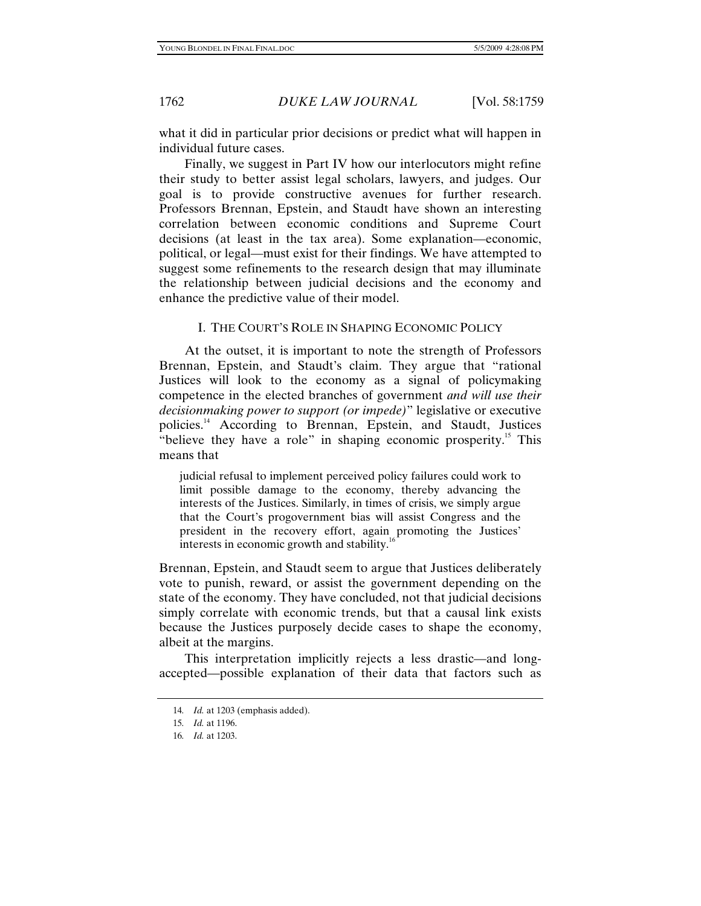what it did in particular prior decisions or predict what will happen in individual future cases.

Finally, we suggest in Part IV how our interlocutors might refine their study to better assist legal scholars, lawyers, and judges. Our goal is to provide constructive avenues for further research. Professors Brennan, Epstein, and Staudt have shown an interesting correlation between economic conditions and Supreme Court decisions (at least in the tax area). Some explanation—economic, political, or legal—must exist for their findings. We have attempted to suggest some refinements to the research design that may illuminate the relationship between judicial decisions and the economy and enhance the predictive value of their model.

## I. THE COURT'S ROLE IN SHAPING ECONOMIC POLICY

At the outset, it is important to note the strength of Professors Brennan, Epstein, and Staudt's claim. They argue that "rational Justices will look to the economy as a signal of policymaking competence in the elected branches of government *and will use their decisionmaking power to support (or impede)*" legislative or executive policies.[14] According to Brennan, Epstein, and Staudt, Justices "believe they have a role" in shaping economic prosperity.[15] This means that

> judicial refusal to implement perceived policy failures could work to limit possible damage to the economy, thereby advancing the interests of the Justices. Similarly, in times of crisis, we simply argue that the Court's progovernment bias will assist Congress and the president in the recovery effort, again promoting the Justices' interests in economic growth and stability.[16]

Brennan, Epstein, and Staudt seem to argue that Justices deliberately vote to punish, reward, or assist the government depending on the state of the economy. They have concluded, not that judicial decisions simply correlate with economic trends, but that a causal link exists because the Justices purposely decide cases to shape the economy, albeit at the margins.

This interpretation implicitly rejects a less drastic—and long-accepted—possible explanation of their data that factors such as

---

14. *Id.* at 1203 (emphasis added).

15. *Id.* at 1196.

16. *Id.* at 1203.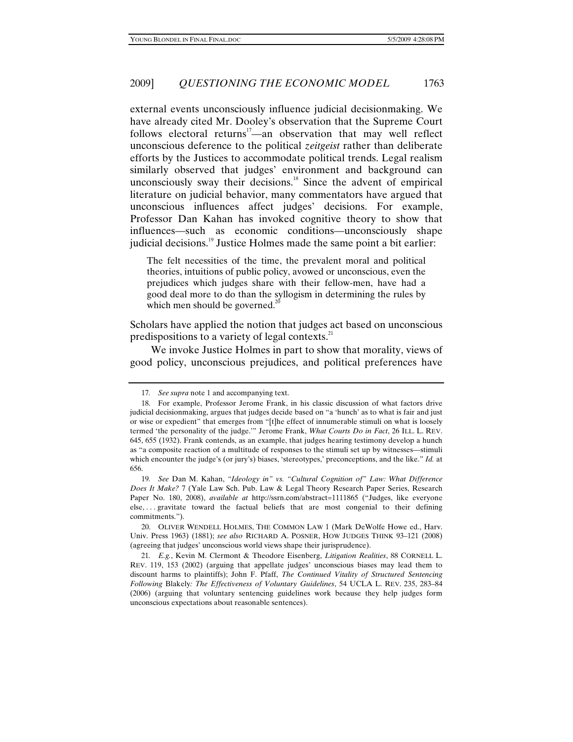external events unconsciously influence judicial decisionmaking. We have already cited Mr. Dooley's observation that the Supreme Court follows electoral returns[17]—an observation that may well reflect unconscious deference to the political *zeitgeist* rather than deliberate efforts by the Justices to accommodate political trends. Legal realism similarly observed that judges' environment and background can unconsciously sway their decisions.[18] Since the advent of empirical literature on judicial behavior, many commentators have argued that unconscious influences affect judges' decisions. For example, Professor Dan Kahan has invoked cognitive theory to show that influences—such as economic conditions—unconsciously shape judicial decisions.[19] Justice Holmes made the same point a bit earlier:

> The felt necessities of the time, the prevalent moral and political theories, intuitions of public policy, avowed or unconscious, even the prejudices which judges share with their fellow-men, have had a good deal more to do than the syllogism in determining the rules by which men should be governed.[20]

Scholars have applied the notion that judges act based on unconscious predispositions to a variety of legal contexts.[21]

We invoke Justice Holmes in part to show that morality, views of good policy, unconscious prejudices, and political preferences have

---

17. *See supra* note 1 and accompanying text.

18. For example, Professor Jerome Frank, in his classic discussion of what factors drive judicial decisionmaking, argues that judges decide based on "a 'hunch' as to what is fair and just or wise or expedient" that emerges from "[t]he effect of innumerable stimuli on what is loosely termed 'the personality of the judge.'" Jerome Frank, *What Courts Do in Fact*, 26 ILL. L. REV. 645, 655 (1932). Frank contends, as an example, that judges hearing testimony develop a hunch as "a composite reaction of a multitude of responses to the stimuli set up by witnesses—stimuli which encounter the judge's (or jury's) biases, 'stereotypes,' preconceptions, and the like." *Id.* at 656.

19. *See* Dan M. Kahan, *"Ideology in" vs. "Cultural Cognition of" Law: What Difference Does It Make?* 7 (Yale Law Sch. Pub. Law & Legal Theory Research Paper Series, Research Paper No. 180, 2008), *available at* http://ssrn.com/abstract=1111865 ("Judges, like everyone else, . . . gravitate toward the factual beliefs that are most congenial to their defining commitments.").

20. OLIVER WENDELL HOLMES, THE COMMON LAW 1 (Mark DeWolfe Howe ed., Harv. Univ. Press 1963) (1881); *see also* RICHARD A. POSNER, HOW JUDGES THINK 93–121 (2008) (agreeing that judges' unconscious world views shape their jurisprudence).

21. *E.g.*, Kevin M. Clermont & Theodore Eisenberg, *Litigation Realities*, 88 CORNELL L. REV. 119, 153 (2002) (arguing that appellate judges' unconscious biases may lead them to discount harms to plaintiffs); John F. Pfaff, *The Continued Vitality of Structured Sentencing Following* Blakely*: The Effectiveness of Voluntary Guidelines*, 54 UCLA L. REV. 235, 283–84 (2006) (arguing that voluntary sentencing guidelines work because they help judges form unconscious expectations about reasonable sentences).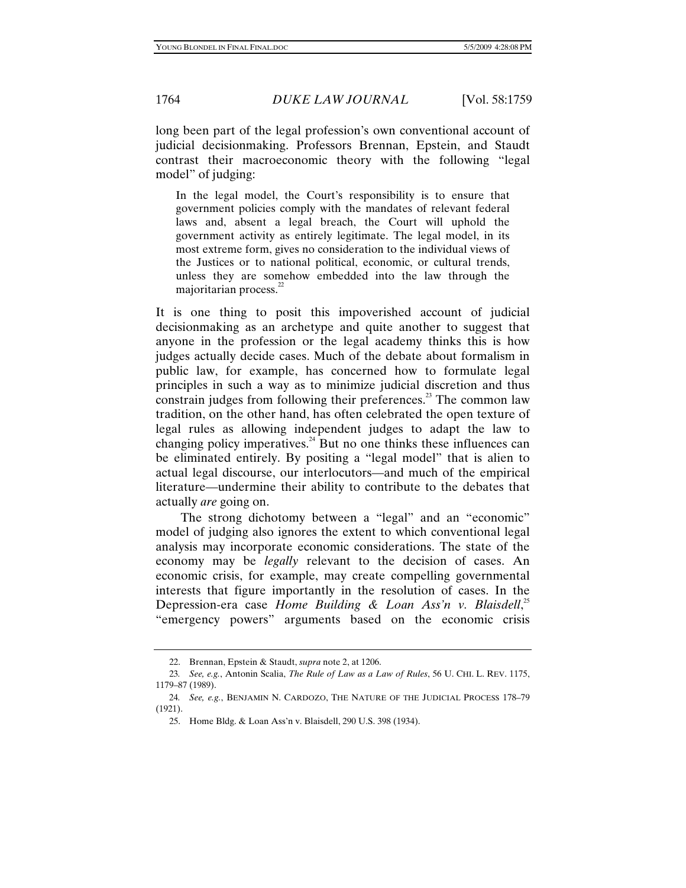long been part of the legal profession's own conventional account of judicial decisionmaking. Professors Brennan, Epstein, and Staudt contrast their macroeconomic theory with the following "legal model" of judging:

> In the legal model, the Court's responsibility is to ensure that government policies comply with the mandates of relevant federal laws and, absent a legal breach, the Court will uphold the government activity as entirely legitimate. The legal model, in its most extreme form, gives no consideration to the individual views of the Justices or to national political, economic, or cultural trends, unless they are somehow embedded into the law through the majoritarian process.[22]

It is one thing to posit this impoverished account of judicial decisionmaking as an archetype and quite another to suggest that anyone in the profession or the legal academy thinks this is how judges actually decide cases. Much of the debate about formalism in public law, for example, has concerned how to formulate legal principles in such a way as to minimize judicial discretion and thus constrain judges from following their preferences.[23] The common law tradition, on the other hand, has often celebrated the open texture of legal rules as allowing independent judges to adapt the law to changing policy imperatives.[24] But no one thinks these influences can be eliminated entirely. By positing a "legal model" that is alien to actual legal discourse, our interlocutors—and much of the empirical literature—undermine their ability to contribute to the debates that actually *are* going on.

The strong dichotomy between a "legal" and an "economic" model of judging also ignores the extent to which conventional legal analysis may incorporate economic considerations. The state of the economy may be *legally* relevant to the decision of cases. An economic crisis, for example, may create compelling governmental interests that figure importantly in the resolution of cases. In the Depression-era case *Home Building & Loan Ass'n v. Blaisdell*,[25] "emergency powers" arguments based on the economic crisis

---

22. Brennan, Epstein & Staudt, *supra* note 2, at 1206.

23. *See, e.g.*, Antonin Scalia, *The Rule of Law as a Law of Rules*, 56 U. CHI. L. REV. 1175, 1179–87 (1989).

24. *See, e.g.*, BENJAMIN N. CARDOZO, THE NATURE OF THE JUDICIAL PROCESS 178–79 (1921).

25. Home Bldg. & Loan Ass'n v. Blaisdell, 290 U.S. 398 (1934).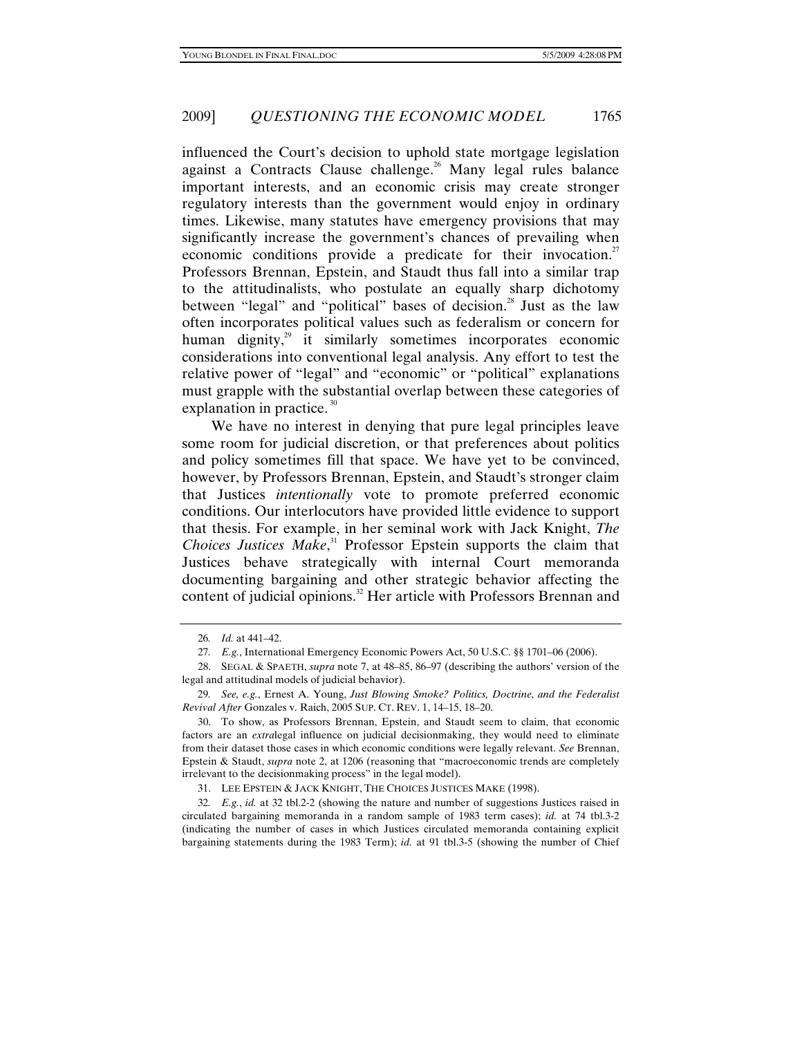influenced the Court's decision to uphold state mortgage legislation against a Contracts Clause challenge.[26] Many legal rules balance important interests, and an economic crisis may create stronger regulatory interests than the government would enjoy in ordinary times. Likewise, many statutes have emergency provisions that may significantly increase the government's chances of prevailing when economic conditions provide a predicate for their invocation.[27] Professors Brennan, Epstein, and Staudt thus fall into a similar trap to the attitudinalists, who postulate an equally sharp dichotomy between "legal" and "political" bases of decision.[28] Just as the law often incorporates political values such as federalism or concern for human dignity,[29] it similarly sometimes incorporates economic considerations into conventional legal analysis. Any effort to test the relative power of "legal" and "economic" or "political" explanations must grapple with the substantial overlap between these categories of explanation in practice.[30]

We have no interest in denying that pure legal principles leave some room for judicial discretion, or that preferences about politics and policy sometimes fill that space. We have yet to be convinced, however, by Professors Brennan, Epstein, and Staudt's stronger claim that Justices *intentionally* vote to promote preferred economic conditions. Our interlocutors have provided little evidence to support that thesis. For example, in her seminal work with Jack Knight, *The Choices Justices Make*,[31] Professor Epstein supports the claim that Justices behave strategically with internal Court memoranda documenting bargaining and other strategic behavior affecting the content of judicial opinions.[32] Her article with Professors Brennan and

---

26. *Id.* at 441–42.

27. *E.g.*, International Emergency Economic Powers Act, 50 U.S.C. §§ 1701–06 (2006).

28. SEGAL & SPAETH, *supra* note 7, at 48–85, 86–97 (describing the authors' version of the legal and attitudinal models of judicial behavior).

29. *See, e.g.*, Ernest A. Young, *Just Blowing Smoke? Politics, Doctrine, and the Federalist Revival After* Gonzales v. Raich, 2005 SUP. CT. REV. 1, 14–15, 18–20.

30. To show, as Professors Brennan, Epstein, and Staudt seem to claim, that economic factors are an *extra*legal influence on judicial decisionmaking, they would need to eliminate from their dataset those cases in which economic conditions were legally relevant. *See* Brennan, Epstein & Staudt, *supra* note 2, at 1206 (reasoning that "macroeconomic trends are completely irrelevant to the decisionmaking process" in the legal model).

31. LEE EPSTEIN & JACK KNIGHT, THE CHOICES JUSTICES MAKE (1998).

32. *E.g.*, *id.* at 32 tbl.2-2 (showing the nature and number of suggestions Justices raised in circulated bargaining memoranda in a random sample of 1983 term cases); *id.* at 74 tbl.3-2 (indicating the number of cases in which Justices circulated memoranda containing explicit bargaining statements during the 1983 Term); *id.* at 91 tbl.3-5 (showing the number of Chief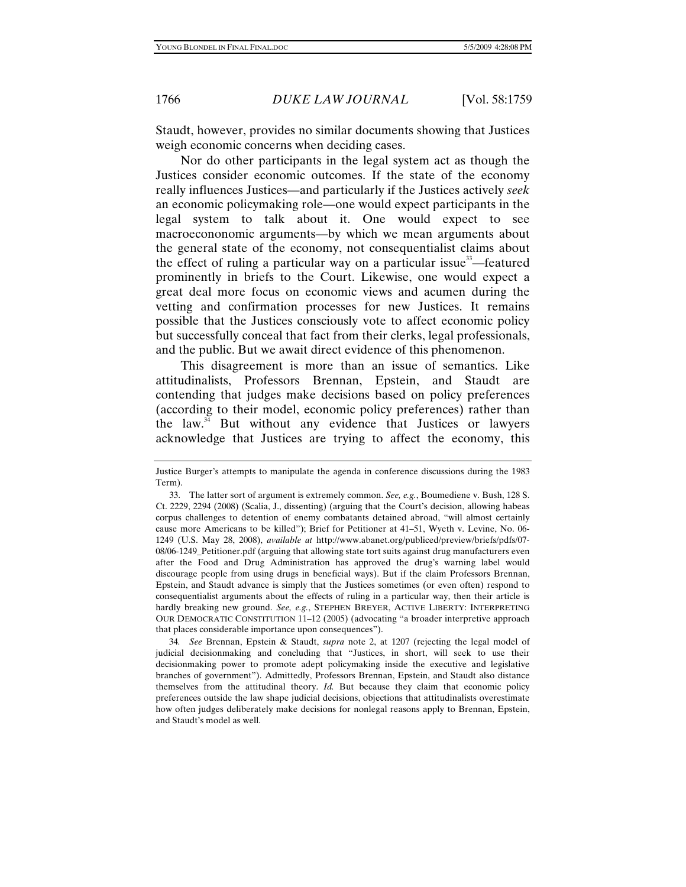Staudt, however, provides no similar documents showing that Justices weigh economic concerns when deciding cases.

Nor do other participants in the legal system act as though the Justices consider economic outcomes. If the state of the economy really influences Justices—and particularly if the Justices actively *seek* an economic policymaking role—one would expect participants in the legal system to talk about it. One would expect to see macroecononomic arguments—by which we mean arguments about the general state of the economy, not consequentialist claims about the effect of ruling a particular way on a particular issue[33]—featured prominently in briefs to the Court. Likewise, one would expect a great deal more focus on economic views and acumen during the vetting and confirmation processes for new Justices. It remains possible that the Justices consciously vote to affect economic policy but successfully conceal that fact from their clerks, legal professionals, and the public. But we await direct evidence of this phenomenon.

This disagreement is more than an issue of semantics. Like attitudinalists, Professors Brennan, Epstein, and Staudt are contending that judges make decisions based on policy preferences (according to their model, economic policy preferences) rather than the law.[34] But without any evidence that Justices or lawyers acknowledge that Justices are trying to affect the economy, this

---

Justice Burger's attempts to manipulate the agenda in conference discussions during the 1983 Term).

33. The latter sort of argument is extremely common. *See, e.g.*, Boumediene v. Bush, 128 S. Ct. 2229, 2294 (2008) (Scalia, J., dissenting) (arguing that the Court's decision, allowing habeas corpus challenges to detention of enemy combatants detained abroad, "will almost certainly cause more Americans to be killed"); Brief for Petitioner at 41–51, Wyeth v. Levine, No. 06-1249 (U.S. May 28, 2008), *available at* http://www.abanet.org/publiced/preview/briefs/pdfs/07-08/06-1249_Petitioner.pdf (arguing that allowing state tort suits against drug manufacturers even after the Food and Drug Administration has approved the drug's warning label would discourage people from using drugs in beneficial ways). But if the claim Professors Brennan, Epstein, and Staudt advance is simply that the Justices sometimes (or even often) respond to consequentialist arguments about the effects of ruling in a particular way, then their article is hardly breaking new ground. *See, e.g.*, STEPHEN BREYER, ACTIVE LIBERTY: INTERPRETING OUR DEMOCRATIC CONSTITUTION 11–12 (2005) (advocating "a broader interpretive approach that places considerable importance upon consequences").

34. *See* Brennan, Epstein & Staudt, *supra* note 2, at 1207 (rejecting the legal model of judicial decisionmaking and concluding that "Justices, in short, will seek to use their decisionmaking power to promote adept policymaking inside the executive and legislative branches of government"). Admittedly, Professors Brennan, Epstein, and Staudt also distance themselves from the attitudinal theory. *Id.* But because they claim that economic policy preferences outside the law shape judicial decisions, objections that attitudinalists overestimate how often judges deliberately make decisions for nonlegal reasons apply to Brennan, Epstein, and Staudt's model as well.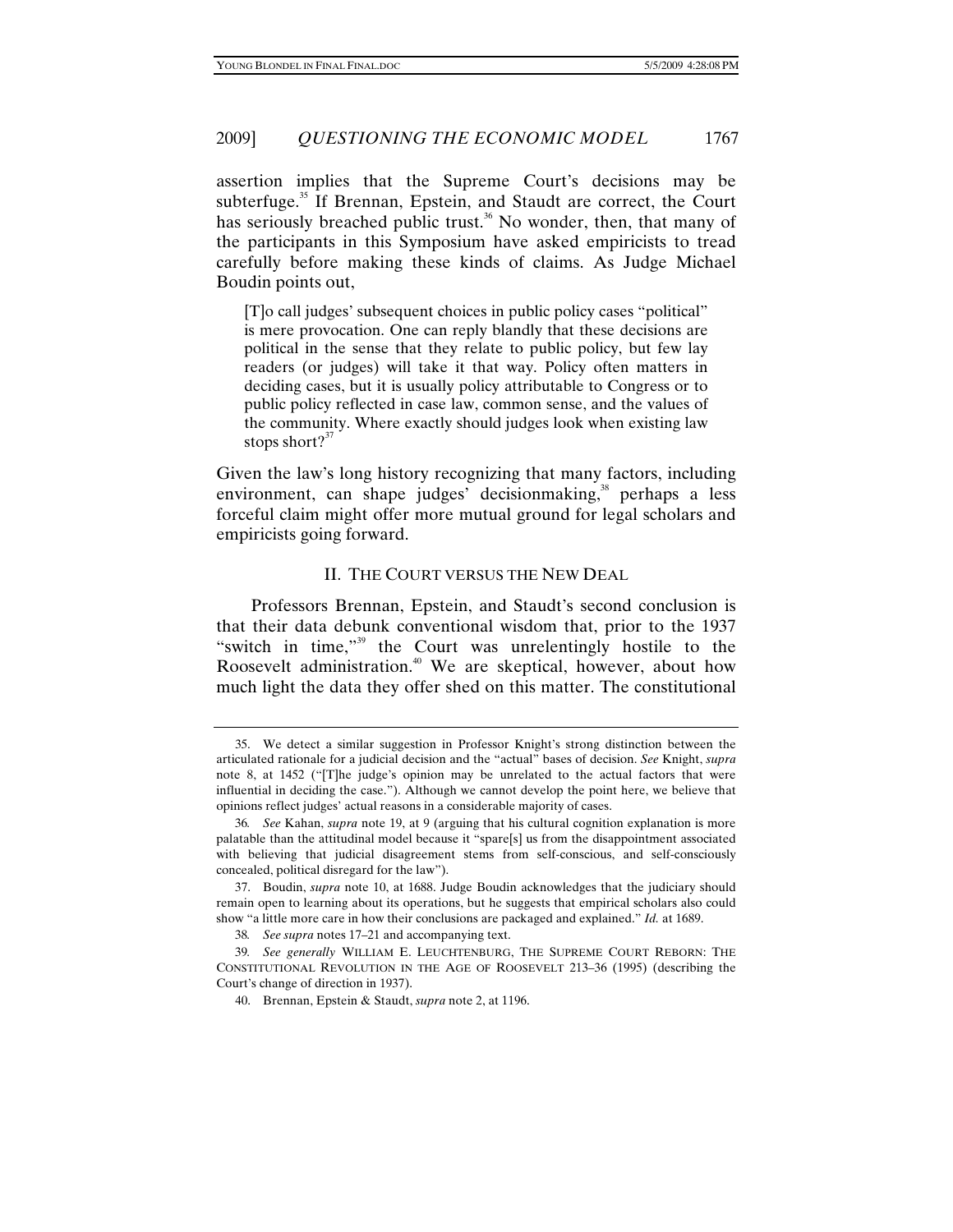assertion implies that the Supreme Court's decisions may be subterfuge.[35] If Brennan, Epstein, and Staudt are correct, the Court has seriously breached public trust.[36] No wonder, then, that many of the participants in this Symposium have asked empiricists to tread carefully before making these kinds of claims. As Judge Michael Boudin points out,

> [T]o call judges' subsequent choices in public policy cases "political" is mere provocation. One can reply blandly that these decisions are political in the sense that they relate to public policy, but few lay readers (or judges) will take it that way. Policy often matters in deciding cases, but it is usually policy attributable to Congress or to public policy reflected in case law, common sense, and the values of the community. Where exactly should judges look when existing law stops short?[37]

Given the law's long history recognizing that many factors, including environment, can shape judges' decisionmaking,[38] perhaps a less forceful claim might offer more mutual ground for legal scholars and empiricists going forward.

## II. THE COURT VERSUS THE NEW DEAL

Professors Brennan, Epstein, and Staudt's second conclusion is that their data debunk conventional wisdom that, prior to the 1937 "switch in time,"[39] the Court was unrelentingly hostile to the Roosevelt administration.[40] We are skeptical, however, about how much light the data they offer shed on this matter. The constitutional

---

35. We detect a similar suggestion in Professor Knight's strong distinction between the articulated rationale for a judicial decision and the "actual" bases of decision. *See* Knight, *supra* note 8, at 1452 ("[T]he judge's opinion may be unrelated to the actual factors that were influential in deciding the case."). Although we cannot develop the point here, we believe that opinions reflect judges' actual reasons in a considerable majority of cases.

36. *See* Kahan, *supra* note 19, at 9 (arguing that his cultural cognition explanation is more palatable than the attitudinal model because it "spare[s] us from the disappointment associated with believing that judicial disagreement stems from self-conscious, and self-consciously concealed, political disregard for the law").

37. Boudin, *supra* note 10, at 1688. Judge Boudin acknowledges that the judiciary should remain open to learning about its operations, but he suggests that empirical scholars also could show "a little more care in how their conclusions are packaged and explained." *Id.* at 1689.

38. *See supra* notes 17–21 and accompanying text.

39. *See generally* WILLIAM E. LEUCHTENBURG, THE SUPREME COURT REBORN: THE CONSTITUTIONAL REVOLUTION IN THE AGE OF ROOSEVELT 213–36 (1995) (describing the Court's change of direction in 1937).

40. Brennan, Epstein & Staudt, *supra* note 2, at 1196.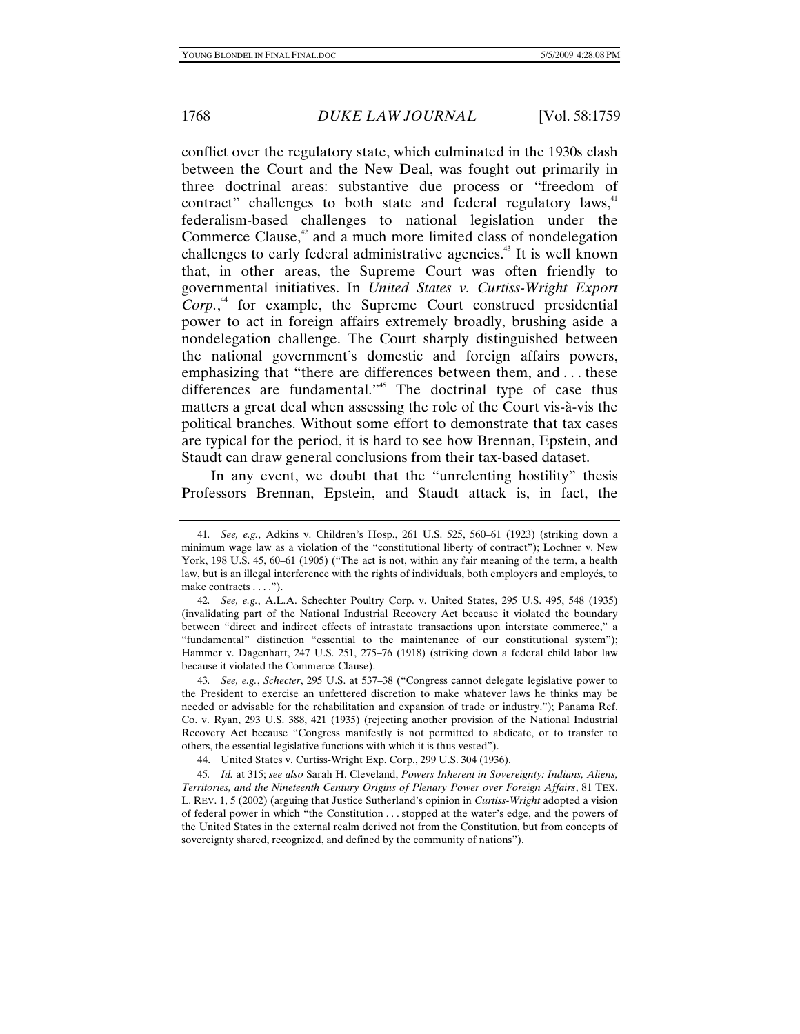conflict over the regulatory state, which culminated in the 1930s clash between the Court and the New Deal, was fought out primarily in three doctrinal areas: substantive due process or "freedom of contract" challenges to both state and federal regulatory laws,[41] federalism-based challenges to national legislation under the Commerce Clause,[42] and a much more limited class of nondelegation challenges to early federal administrative agencies.[43] It is well known that, in other areas, the Supreme Court was often friendly to governmental initiatives. In *United States v. Curtiss-Wright Export Corp.*,[44] for example, the Supreme Court construed presidential power to act in foreign affairs extremely broadly, brushing aside a nondelegation challenge. The Court sharply distinguished between the national government's domestic and foreign affairs powers, emphasizing that "there are differences between them, and . . . these differences are fundamental."[45] The doctrinal type of case thus matters a great deal when assessing the role of the Court vis-à-vis the political branches. Without some effort to demonstrate that tax cases are typical for the period, it is hard to see how Brennan, Epstein, and Staudt can draw general conclusions from their tax-based dataset.

In any event, we doubt that the "unrelenting hostility" thesis Professors Brennan, Epstein, and Staudt attack is, in fact, the

---

41. *See, e.g.*, Adkins v. Children's Hosp., 261 U.S. 525, 560–61 (1923) (striking down a minimum wage law as a violation of the "constitutional liberty of contract"); Lochner v. New York, 198 U.S. 45, 60–61 (1905) ("The act is not, within any fair meaning of the term, a health law, but is an illegal interference with the rights of individuals, both employers and employés, to make contracts . . . .").

42. *See, e.g.*, A.L.A. Schechter Poultry Corp. v. United States, 295 U.S. 495, 548 (1935) (invalidating part of the National Industrial Recovery Act because it violated the boundary between "direct and indirect effects of intrastate transactions upon interstate commerce," a "fundamental" distinction "essential to the maintenance of our constitutional system"); Hammer v. Dagenhart, 247 U.S. 251, 275–76 (1918) (striking down a federal child labor law because it violated the Commerce Clause).

43. *See, e.g.*, *Schecter*, 295 U.S. at 537–38 ("Congress cannot delegate legislative power to the President to exercise an unfettered discretion to make whatever laws he thinks may be needed or advisable for the rehabilitation and expansion of trade or industry."); Panama Ref. Co. v. Ryan, 293 U.S. 388, 421 (1935) (rejecting another provision of the National Industrial Recovery Act because "Congress manifestly is not permitted to abdicate, or to transfer to others, the essential legislative functions with which it is thus vested").

44. United States v. Curtiss-Wright Exp. Corp., 299 U.S. 304 (1936).

45. *Id.* at 315; *see also* Sarah H. Cleveland, *Powers Inherent in Sovereignty: Indians, Aliens, Territories, and the Nineteenth Century Origins of Plenary Power over Foreign Affairs*, 81 TEX. L. REV. 1, 5 (2002) (arguing that Justice Sutherland's opinion in *Curtiss-Wright* adopted a vision of federal power in which "the Constitution . . . stopped at the water's edge, and the powers of the United States in the external realm derived not from the Constitution, but from concepts of sovereignty shared, recognized, and defined by the community of nations").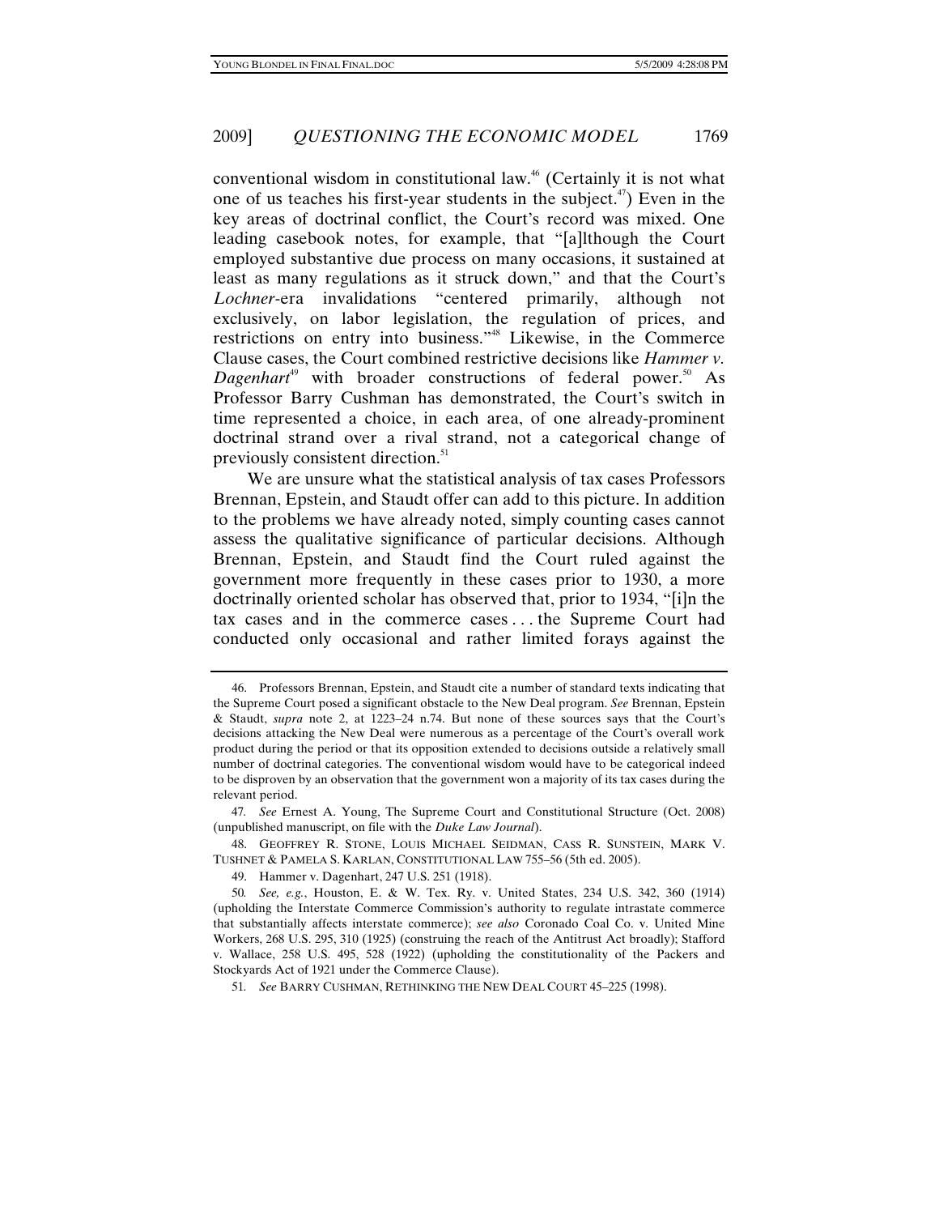conventional wisdom in constitutional law.[46] (Certainly it is not what one of us teaches his first-year students in the subject.[47]) Even in the key areas of doctrinal conflict, the Court's record was mixed. One leading casebook notes, for example, that "[a]lthough the Court employed substantive due process on many occasions, it sustained at least as many regulations as it struck down," and that the Court's *Lochner*-era invalidations "centered primarily, although not exclusively, on labor legislation, the regulation of prices, and restrictions on entry into business."[48] Likewise, in the Commerce Clause cases, the Court combined restrictive decisions like *Hammer v. Dagenhart*[49] with broader constructions of federal power.[50] As Professor Barry Cushman has demonstrated, the Court's switch in time represented a choice, in each area, of one already-prominent doctrinal strand over a rival strand, not a categorical change of previously consistent direction.[51]

We are unsure what the statistical analysis of tax cases Professors Brennan, Epstein, and Staudt offer can add to this picture. In addition to the problems we have already noted, simply counting cases cannot assess the qualitative significance of particular decisions. Although Brennan, Epstein, and Staudt find the Court ruled against the government more frequently in these cases prior to 1930, a more doctrinally oriented scholar has observed that, prior to 1934, "[i]n the tax cases and in the commerce cases . . . the Supreme Court had conducted only occasional and rather limited forays against the

---

46. Professors Brennan, Epstein, and Staudt cite a number of standard texts indicating that the Supreme Court posed a significant obstacle to the New Deal program. *See* Brennan, Epstein & Staudt, *supra* note 2, at 1223–24 n.74. But none of these sources says that the Court's decisions attacking the New Deal were numerous as a percentage of the Court's overall work product during the period or that its opposition extended to decisions outside a relatively small number of doctrinal categories. The conventional wisdom would have to be categorical indeed to be disproven by an observation that the government won a majority of its tax cases during the relevant period.

47. *See* Ernest A. Young, The Supreme Court and Constitutional Structure (Oct. 2008) (unpublished manuscript, on file with the *Duke Law Journal*).

48. GEOFFREY R. STONE, LOUIS MICHAEL SEIDMAN, CASS R. SUNSTEIN, MARK V. TUSHNET & PAMELA S. KARLAN, CONSTITUTIONAL LAW 755–56 (5th ed. 2005).

49. Hammer v. Dagenhart, 247 U.S. 251 (1918).

50. *See, e.g.*, Houston, E. & W. Tex. Ry. v. United States, 234 U.S. 342, 360 (1914) (upholding the Interstate Commerce Commission's authority to regulate intrastate commerce that substantially affects interstate commerce); *see also* Coronado Coal Co. v. United Mine Workers, 268 U.S. 295, 310 (1925) (construing the reach of the Antitrust Act broadly); Stafford v. Wallace, 258 U.S. 495, 528 (1922) (upholding the constitutionality of the Packers and Stockyards Act of 1921 under the Commerce Clause).

51. *See* BARRY CUSHMAN, RETHINKING THE NEW DEAL COURT 45–225 (1998).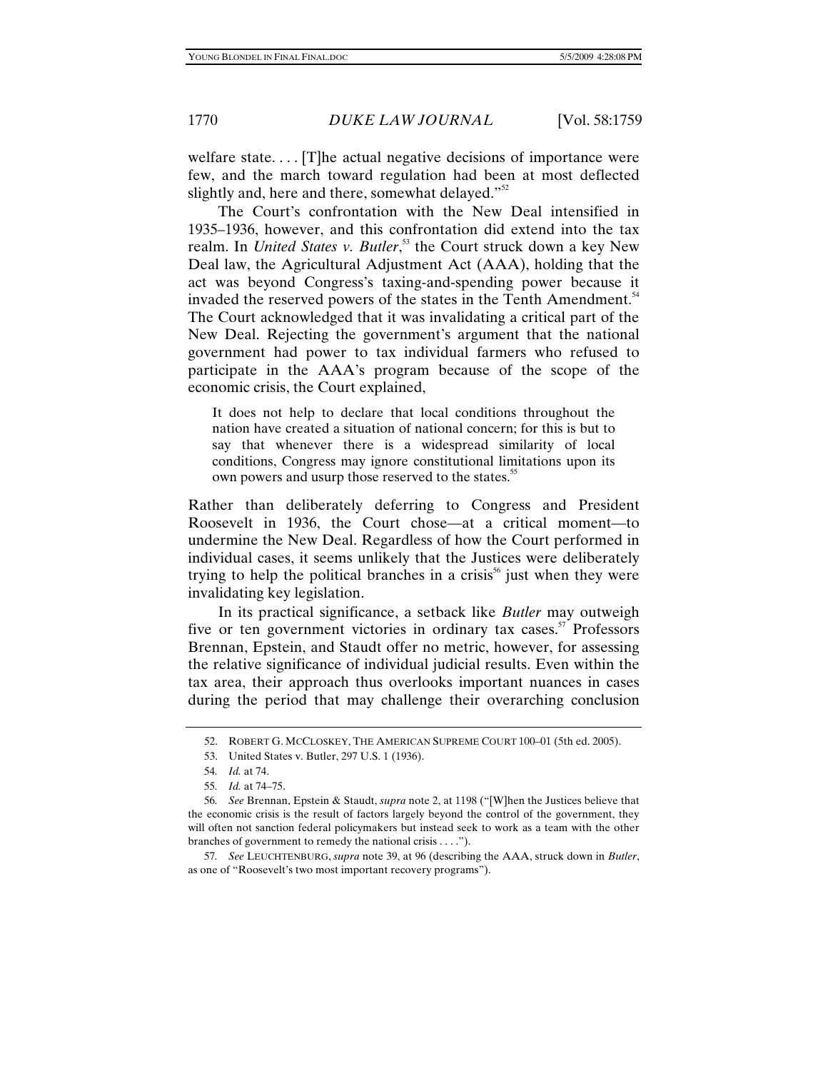welfare state. . . . [T]he actual negative decisions of importance were few, and the march toward regulation had been at most deflected slightly and, here and there, somewhat delayed."[52]

The Court's confrontation with the New Deal intensified in 1935–1936, however, and this confrontation did extend into the tax realm. In *United States v. Butler*,[53] the Court struck down a key New Deal law, the Agricultural Adjustment Act (AAA), holding that the act was beyond Congress's taxing-and-spending power because it invaded the reserved powers of the states in the Tenth Amendment.[54] The Court acknowledged that it was invalidating a critical part of the New Deal. Rejecting the government's argument that the national government had power to tax individual farmers who refused to participate in the AAA's program because of the scope of the economic crisis, the Court explained,

> It does not help to declare that local conditions throughout the nation have created a situation of national concern; for this is but to say that whenever there is a widespread similarity of local conditions, Congress may ignore constitutional limitations upon its own powers and usurp those reserved to the states.[55]

Rather than deliberately deferring to Congress and President Roosevelt in 1936, the Court chose—at a critical moment—to undermine the New Deal. Regardless of how the Court performed in individual cases, it seems unlikely that the Justices were deliberately trying to help the political branches in a crisis[56] just when they were invalidating key legislation.

In its practical significance, a setback like *Butler* may outweigh five or ten government victories in ordinary tax cases.[57] Professors Brennan, Epstein, and Staudt offer no metric, however, for assessing the relative significance of individual judicial results. Even within the tax area, their approach thus overlooks important nuances in cases during the period that may challenge their overarching conclusion

---

52. ROBERT G. MCCLOSKEY, THE AMERICAN SUPREME COURT 100–01 (5th ed. 2005).

53. United States v. Butler, 297 U.S. 1 (1936).

54. *Id.* at 74.

55. *Id.* at 74–75.

56. *See* Brennan, Epstein & Staudt, *supra* note 2, at 1198 ("[W]hen the Justices believe that the economic crisis is the result of factors largely beyond the control of the government, they will often not sanction federal policymakers but instead seek to work as a team with the other branches of government to remedy the national crisis . . . .").

57. *See* LEUCHTENBURG, *supra* note 39, at 96 (describing the AAA, struck down in *Butler*, as one of "Roosevelt's two most important recovery programs").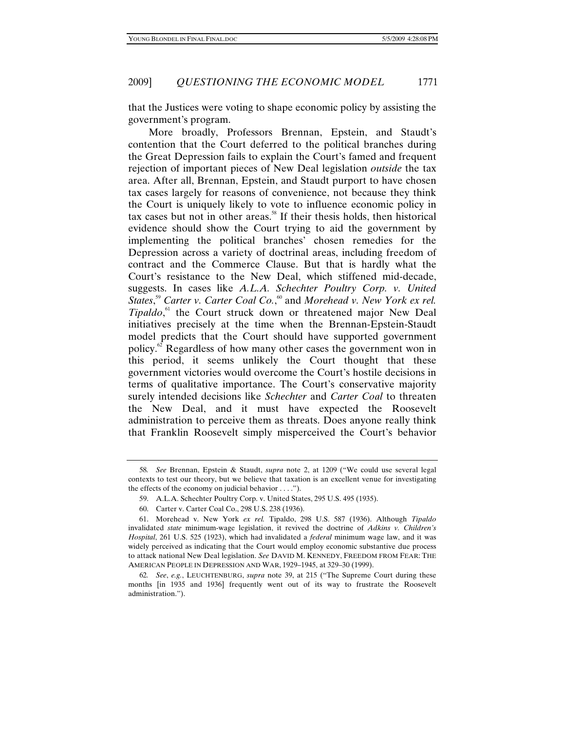that the Justices were voting to shape economic policy by assisting the government's program.

More broadly, Professors Brennan, Epstein, and Staudt's contention that the Court deferred to the political branches during the Great Depression fails to explain the Court's famed and frequent rejection of important pieces of New Deal legislation *outside* the tax area. After all, Brennan, Epstein, and Staudt purport to have chosen tax cases largely for reasons of convenience, not because they think the Court is uniquely likely to vote to influence economic policy in tax cases but not in other areas.[58] If their thesis holds, then historical evidence should show the Court trying to aid the government by implementing the political branches' chosen remedies for the Depression across a variety of doctrinal areas, including freedom of contract and the Commerce Clause. But that is hardly what the Court's resistance to the New Deal, which stiffened mid-decade, suggests. In cases like *A.L.A. Schechter Poultry Corp. v. United States*,[59] *Carter v. Carter Coal Co.*,[60] and *Morehead v. New York ex rel. Tipaldo*,[61] the Court struck down or threatened major New Deal initiatives precisely at the time when the Brennan-Epstein-Staudt model predicts that the Court should have supported government policy.[62] Regardless of how many other cases the government won in this period, it seems unlikely the Court thought that these government victories would overcome the Court's hostile decisions in terms of qualitative importance. The Court's conservative majority surely intended decisions like *Schechter* and *Carter Coal* to threaten the New Deal, and it must have expected the Roosevelt administration to perceive them as threats. Does anyone really think that Franklin Roosevelt simply misperceived the Court's behavior

---

58. *See* Brennan, Epstein & Staudt, *supra* note 2, at 1209 ("We could use several legal contexts to test our theory, but we believe that taxation is an excellent venue for investigating the effects of the economy on judicial behavior . . . .").

59. A.L.A. Schechter Poultry Corp. v. United States, 295 U.S. 495 (1935).

60. Carter v. Carter Coal Co., 298 U.S. 238 (1936).

61. Morehead v. New York *ex rel.* Tipaldo, 298 U.S. 587 (1936). Although *Tipaldo* invalidated *state* minimum-wage legislation, it revived the doctrine of *Adkins v. Children's Hospital*, 261 U.S. 525 (1923), which had invalidated a *federal* minimum wage law, and it was widely perceived as indicating that the Court would employ economic substantive due process to attack national New Deal legislation. *See* DAVID M. KENNEDY, FREEDOM FROM FEAR: THE AMERICAN PEOPLE IN DEPRESSION AND WAR, 1929–1945, at 329–30 (1999).

62. *See*, *e.g.*, LEUCHTENBURG, *supra* note 39, at 215 ("The Supreme Court during these months [in 1935 and 1936] frequently went out of its way to frustrate the Roosevelt administration.").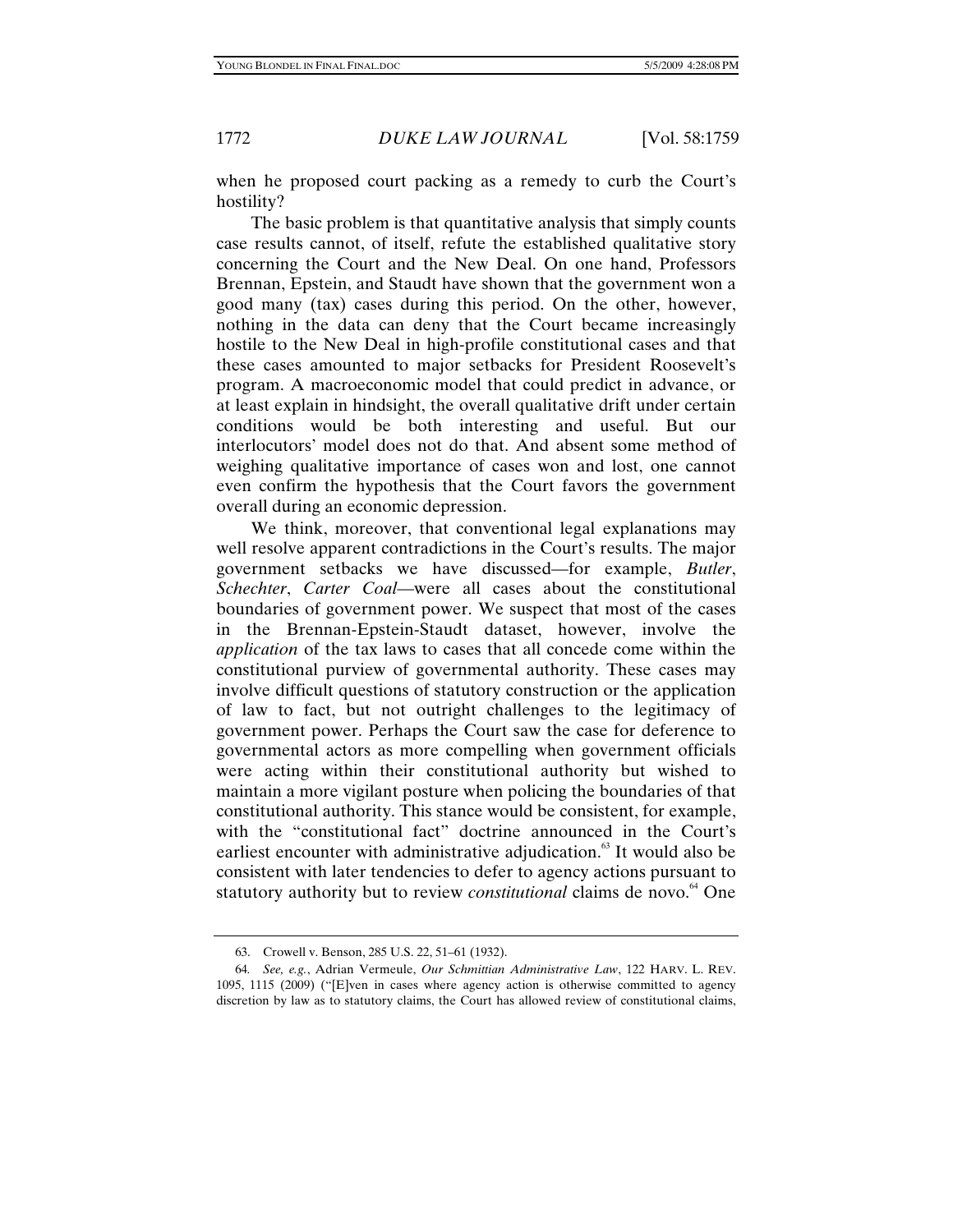when he proposed court packing as a remedy to curb the Court's hostility?

The basic problem is that quantitative analysis that simply counts case results cannot, of itself, refute the established qualitative story concerning the Court and the New Deal. On one hand, Professors Brennan, Epstein, and Staudt have shown that the government won a good many (tax) cases during this period. On the other, however, nothing in the data can deny that the Court became increasingly hostile to the New Deal in high-profile constitutional cases and that these cases amounted to major setbacks for President Roosevelt's program. A macroeconomic model that could predict in advance, or at least explain in hindsight, the overall qualitative drift under certain conditions would be both interesting and useful. But our interlocutors' model does not do that. And absent some method of weighing qualitative importance of cases won and lost, one cannot even confirm the hypothesis that the Court favors the government overall during an economic depression.

We think, moreover, that conventional legal explanations may well resolve apparent contradictions in the Court's results. The major government setbacks we have discussed—for example, *Butler*, *Schechter*, *Carter Coal*—were all cases about the constitutional boundaries of government power. We suspect that most of the cases in the Brennan-Epstein-Staudt dataset, however, involve the *application* of the tax laws to cases that all concede come within the constitutional purview of governmental authority. These cases may involve difficult questions of statutory construction or the application of law to fact, but not outright challenges to the legitimacy of government power. Perhaps the Court saw the case for deference to governmental actors as more compelling when government officials were acting within their constitutional authority but wished to maintain a more vigilant posture when policing the boundaries of that constitutional authority. This stance would be consistent, for example, with the "constitutional fact" doctrine announced in the Court's earliest encounter with administrative adjudication.[63] It would also be consistent with later tendencies to defer to agency actions pursuant to statutory authority but to review *constitutional* claims de novo.[64] One

63. Crowell v. Benson, 285 U.S. 22, 51–61 (1932).

64. *See, e.g.*, Adrian Vermeule, *Our Schmittian Administrative Law*, 122 HARV. L. REV. 1095, 1115 (2009) ("[E]ven in cases where agency action is otherwise committed to agency discretion by law as to statutory claims, the Court has allowed review of constitutional claims,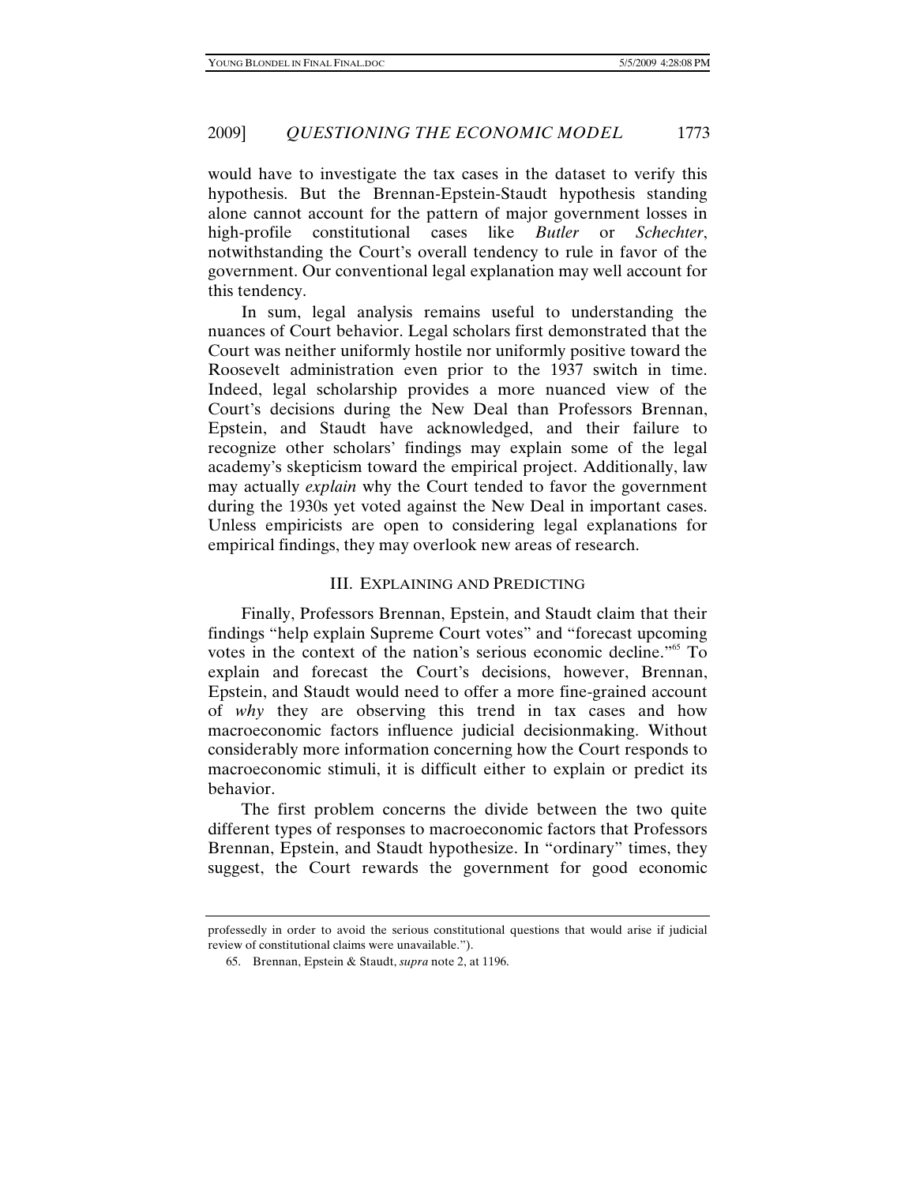would have to investigate the tax cases in the dataset to verify this hypothesis. But the Brennan-Epstein-Staudt hypothesis standing alone cannot account for the pattern of major government losses in high-profile constitutional cases like *Butler* or *Schechter*, notwithstanding the Court's overall tendency to rule in favor of the government. Our conventional legal explanation may well account for this tendency.

In sum, legal analysis remains useful to understanding the nuances of Court behavior. Legal scholars first demonstrated that the Court was neither uniformly hostile nor uniformly positive toward the Roosevelt administration even prior to the 1937 switch in time. Indeed, legal scholarship provides a more nuanced view of the Court's decisions during the New Deal than Professors Brennan, Epstein, and Staudt have acknowledged, and their failure to recognize other scholars' findings may explain some of the legal academy's skepticism toward the empirical project. Additionally, law may actually *explain* why the Court tended to favor the government during the 1930s yet voted against the New Deal in important cases. Unless empiricists are open to considering legal explanations for empirical findings, they may overlook new areas of research.

## III. EXPLAINING AND PREDICTING

Finally, Professors Brennan, Epstein, and Staudt claim that their findings "help explain Supreme Court votes" and "forecast upcoming votes in the context of the nation's serious economic decline."[65] To explain and forecast the Court's decisions, however, Brennan, Epstein, and Staudt would need to offer a more fine-grained account of *why* they are observing this trend in tax cases and how macroeconomic factors influence judicial decisionmaking. Without considerably more information concerning how the Court responds to macroeconomic stimuli, it is difficult either to explain or predict its behavior.

The first problem concerns the divide between the two quite different types of responses to macroeconomic factors that Professors Brennan, Epstein, and Staudt hypothesize. In "ordinary" times, they suggest, the Court rewards the government for good economic

---

professedly in order to avoid the serious constitutional questions that would arise if judicial review of constitutional claims were unavailable.").

65. Brennan, Epstein & Staudt, *supra* note 2, at 1196.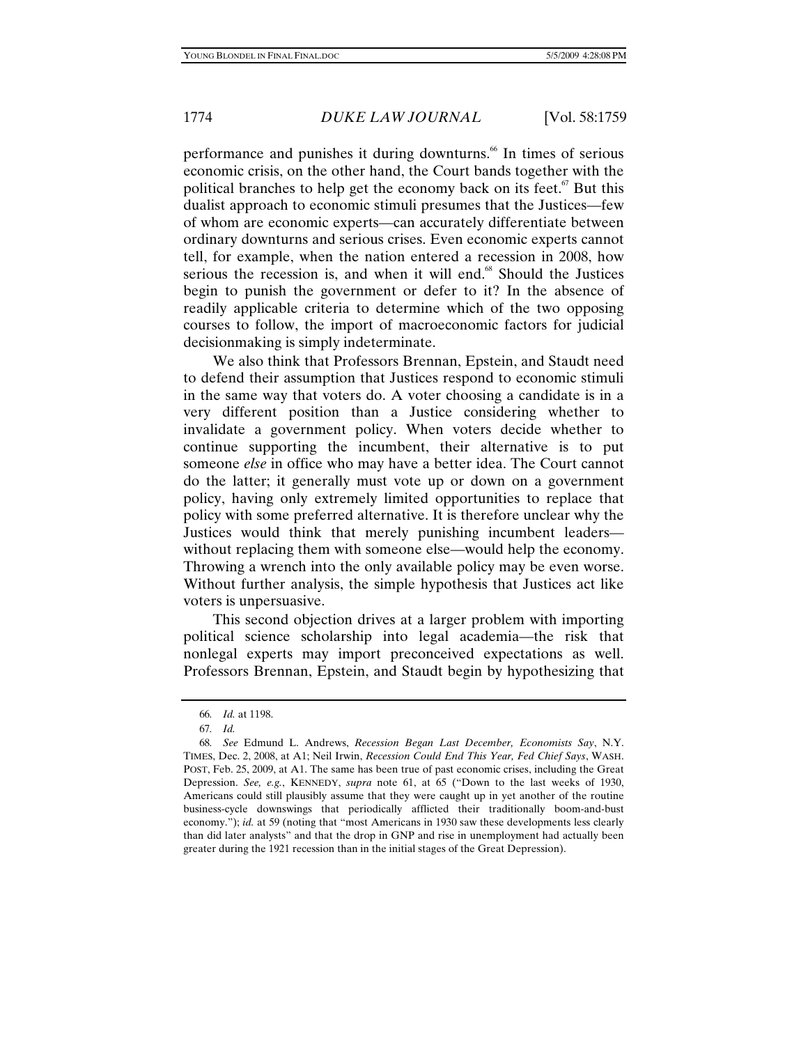performance and punishes it during downturns.[66] In times of serious economic crisis, on the other hand, the Court bands together with the political branches to help get the economy back on its feet.[67] But this dualist approach to economic stimuli presumes that the Justices—few of whom are economic experts—can accurately differentiate between ordinary downturns and serious crises. Even economic experts cannot tell, for example, when the nation entered a recession in 2008, how serious the recession is, and when it will end.[68] Should the Justices begin to punish the government or defer to it? In the absence of readily applicable criteria to determine which of the two opposing courses to follow, the import of macroeconomic factors for judicial decisionmaking is simply indeterminate.

We also think that Professors Brennan, Epstein, and Staudt need to defend their assumption that Justices respond to economic stimuli in the same way that voters do. A voter choosing a candidate is in a very different position than a Justice considering whether to invalidate a government policy. When voters decide whether to continue supporting the incumbent, their alternative is to put someone *else* in office who may have a better idea. The Court cannot do the latter; it generally must vote up or down on a government policy, having only extremely limited opportunities to replace that policy with some preferred alternative. It is therefore unclear why the Justices would think that merely punishing incumbent leaders—without replacing them with someone else—would help the economy. Throwing a wrench into the only available policy may be even worse. Without further analysis, the simple hypothesis that Justices act like voters is unpersuasive.

This second objection drives at a larger problem with importing political science scholarship into legal academia—the risk that nonlegal experts may import preconceived expectations as well. Professors Brennan, Epstein, and Staudt begin by hypothesizing that

---

66. *Id.* at 1198.

67. *Id.*

68. *See* Edmund L. Andrews, *Recession Began Last December, Economists Say*, N.Y. TIMES, Dec. 2, 2008, at A1; Neil Irwin, *Recession Could End This Year, Fed Chief Says*, WASH. POST, Feb. 25, 2009, at A1. The same has been true of past economic crises, including the Great Depression. *See, e.g.*, KENNEDY, *supra* note 61, at 65 ("Down to the last weeks of 1930, Americans could still plausibly assume that they were caught up in yet another of the routine business-cycle downswings that periodically afflicted their traditionally boom-and-bust economy."); *id.* at 59 (noting that "most Americans in 1930 saw these developments less clearly than did later analysts" and that the drop in GNP and rise in unemployment had actually been greater during the 1921 recession than in the initial stages of the Great Depression).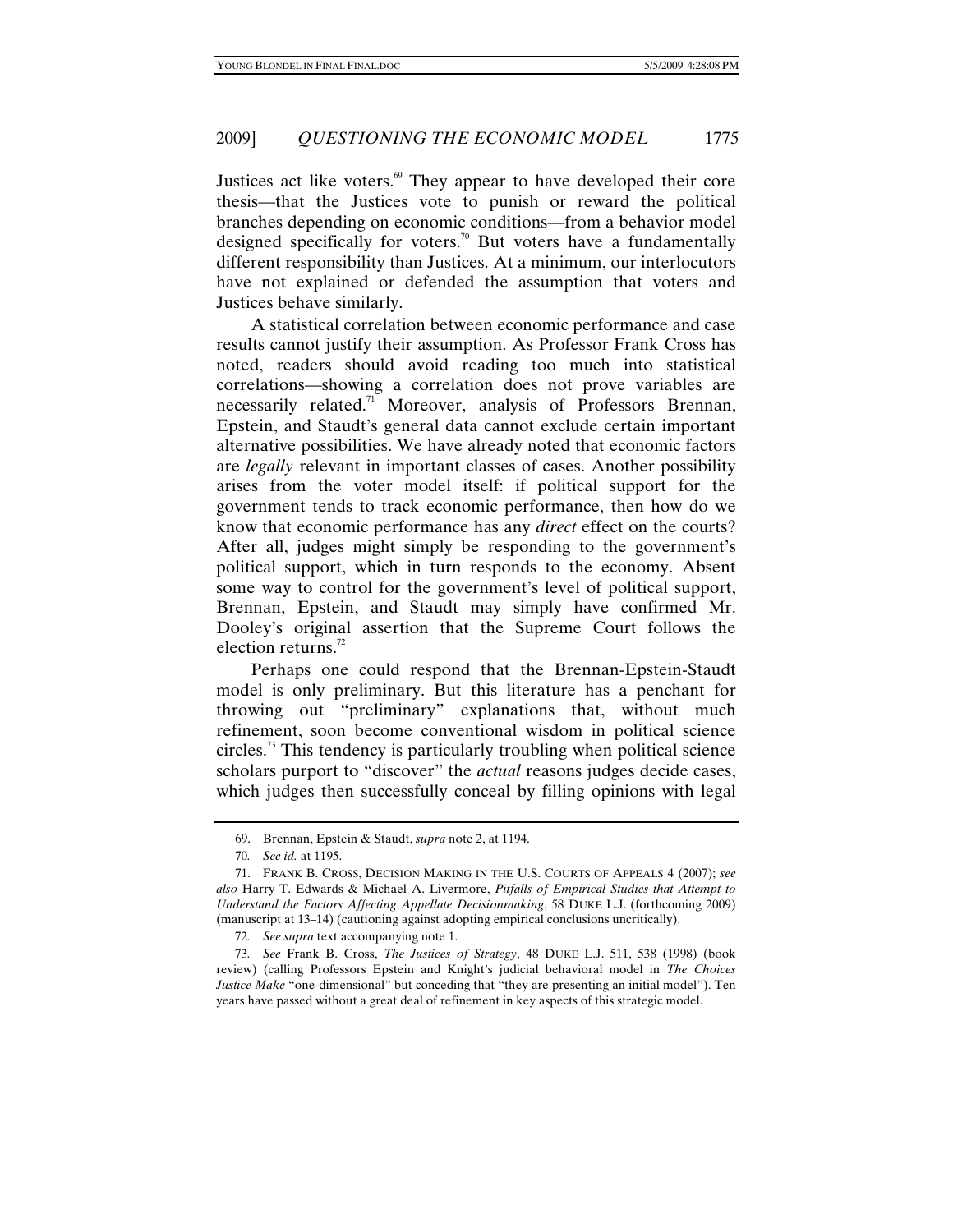Justices act like voters.[69] They appear to have developed their core thesis—that the Justices vote to punish or reward the political branches depending on economic conditions—from a behavior model designed specifically for voters.[70] But voters have a fundamentally different responsibility than Justices. At a minimum, our interlocutors have not explained or defended the assumption that voters and Justices behave similarly.

A statistical correlation between economic performance and case results cannot justify their assumption. As Professor Frank Cross has noted, readers should avoid reading too much into statistical correlations—showing a correlation does not prove variables are necessarily related.[71] Moreover, analysis of Professors Brennan, Epstein, and Staudt's general data cannot exclude certain important alternative possibilities. We have already noted that economic factors are *legally* relevant in important classes of cases. Another possibility arises from the voter model itself: if political support for the government tends to track economic performance, then how do we know that economic performance has any *direct* effect on the courts? After all, judges might simply be responding to the government's political support, which in turn responds to the economy. Absent some way to control for the government's level of political support, Brennan, Epstein, and Staudt may simply have confirmed Mr. Dooley's original assertion that the Supreme Court follows the election returns.[72]

Perhaps one could respond that the Brennan-Epstein-Staudt model is only preliminary. But this literature has a penchant for throwing out "preliminary" explanations that, without much refinement, soon become conventional wisdom in political science circles.[73] This tendency is particularly troubling when political science scholars purport to "discover" the *actual* reasons judges decide cases, which judges then successfully conceal by filling opinions with legal

---

69. Brennan, Epstein & Staudt, *supra* note 2, at 1194.

70. *See id.* at 1195.

71. FRANK B. CROSS, DECISION MAKING IN THE U.S. COURTS OF APPEALS 4 (2007); *see also* Harry T. Edwards & Michael A. Livermore, *Pitfalls of Empirical Studies that Attempt to Understand the Factors Affecting Appellate Decisionmaking*, 58 DUKE L.J. (forthcoming 2009) (manuscript at 13–14) (cautioning against adopting empirical conclusions uncritically).

72. *See supra* text accompanying note 1.

73. *See* Frank B. Cross, *The Justices of Strategy*, 48 DUKE L.J. 511, 538 (1998) (book review) (calling Professors Epstein and Knight's judicial behavioral model in *The Choices Justice Make* "one-dimensional" but conceding that "they are presenting an initial model"). Ten years have passed without a great deal of refinement in key aspects of this strategic model.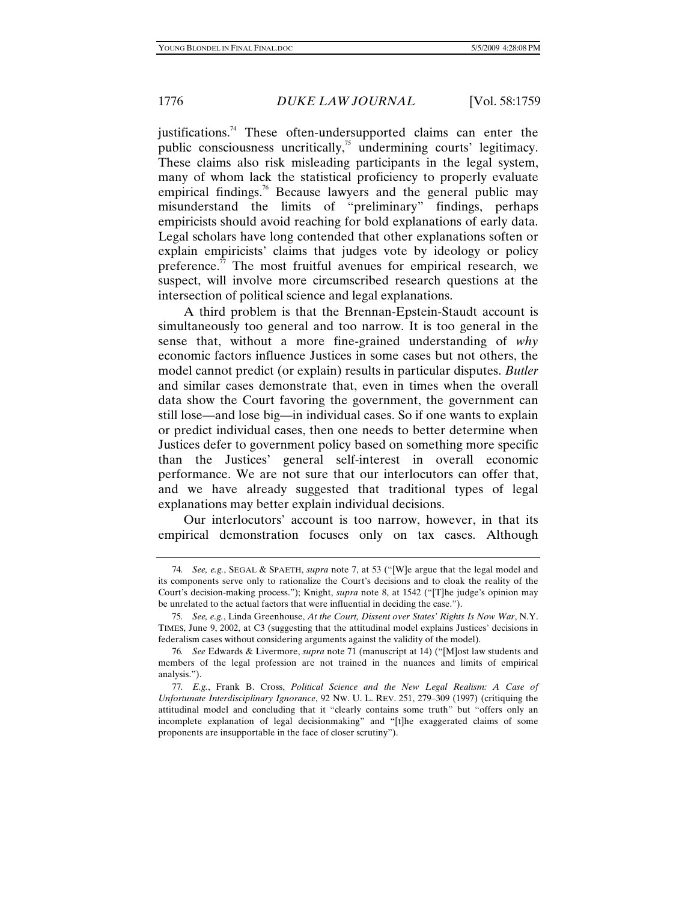justifications.[74] These often-undersupported claims can enter the public consciousness uncritically,[75] undermining courts' legitimacy. These claims also risk misleading participants in the legal system, many of whom lack the statistical proficiency to properly evaluate empirical findings.[76] Because lawyers and the general public may misunderstand the limits of "preliminary" findings, perhaps empiricists should avoid reaching for bold explanations of early data. Legal scholars have long contended that other explanations soften or explain empiricists' claims that judges vote by ideology or policy preference.[77] The most fruitful avenues for empirical research, we suspect, will involve more circumscribed research questions at the intersection of political science and legal explanations.

A third problem is that the Brennan-Epstein-Staudt account is simultaneously too general and too narrow. It is too general in the sense that, without a more fine-grained understanding of *why* economic factors influence Justices in some cases but not others, the model cannot predict (or explain) results in particular disputes. *Butler* and similar cases demonstrate that, even in times when the overall data show the Court favoring the government, the government can still lose—and lose big—in individual cases. So if one wants to explain or predict individual cases, then one needs to better determine when Justices defer to government policy based on something more specific than the Justices' general self-interest in overall economic performance. We are not sure that our interlocutors can offer that, and we have already suggested that traditional types of legal explanations may better explain individual decisions.

Our interlocutors' account is too narrow, however, in that its empirical demonstration focuses only on tax cases. Although

---

74. *See, e.g.*, SEGAL & SPAETH, *supra* note 7, at 53 ("[W]e argue that the legal model and its components serve only to rationalize the Court's decisions and to cloak the reality of the Court's decision-making process."); Knight, *supra* note 8, at 1542 ("[T]he judge's opinion may be unrelated to the actual factors that were influential in deciding the case.").

75. *See, e.g.*, Linda Greenhouse, *At the Court, Dissent over States' Rights Is Now War*, N.Y. TIMES, June 9, 2002, at C3 (suggesting that the attitudinal model explains Justices' decisions in federalism cases without considering arguments against the validity of the model).

76. *See* Edwards & Livermore, *supra* note 71 (manuscript at 14) ("[M]ost law students and members of the legal profession are not trained in the nuances and limits of empirical analysis.").

77. *E.g.*, Frank B. Cross, *Political Science and the New Legal Realism: A Case of Unfortunate Interdisciplinary Ignorance*, 92 NW. U. L. REV. 251, 279–309 (1997) (critiquing the attitudinal model and concluding that it "clearly contains some truth" but "offers only an incomplete explanation of legal decisionmaking" and "[t]he exaggerated claims of some proponents are insupportable in the face of closer scrutiny").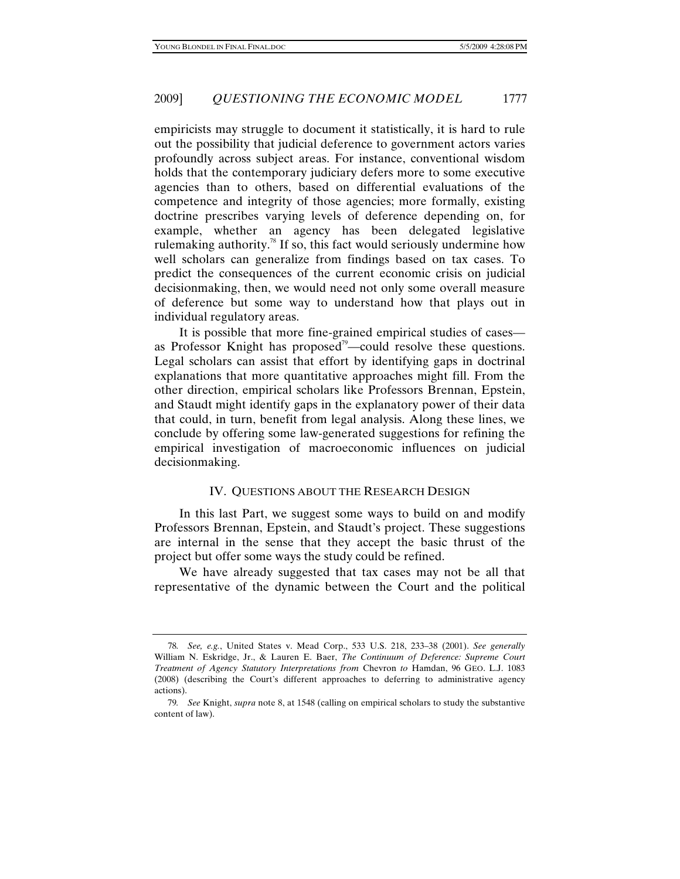empiricists may struggle to document it statistically, it is hard to rule out the possibility that judicial deference to government actors varies profoundly across subject areas. For instance, conventional wisdom holds that the contemporary judiciary defers more to some executive agencies than to others, based on differential evaluations of the competence and integrity of those agencies; more formally, existing doctrine prescribes varying levels of deference depending on, for example, whether an agency has been delegated legislative rulemaking authority.[78] If so, this fact would seriously undermine how well scholars can generalize from findings based on tax cases. To predict the consequences of the current economic crisis on judicial decisionmaking, then, we would need not only some overall measure of deference but some way to understand how that plays out in individual regulatory areas.

It is possible that more fine-grained empirical studies of cases—as Professor Knight has proposed[79]—could resolve these questions. Legal scholars can assist that effort by identifying gaps in doctrinal explanations that more quantitative approaches might fill. From the other direction, empirical scholars like Professors Brennan, Epstein, and Staudt might identify gaps in the explanatory power of their data that could, in turn, benefit from legal analysis. Along these lines, we conclude by offering some law-generated suggestions for refining the empirical investigation of macroeconomic influences on judicial decisionmaking.

## IV. QUESTIONS ABOUT THE RESEARCH DESIGN

In this last Part, we suggest some ways to build on and modify Professors Brennan, Epstein, and Staudt's project. These suggestions are internal in the sense that they accept the basic thrust of the project but offer some ways the study could be refined.

We have already suggested that tax cases may not be all that representative of the dynamic between the Court and the political

---

78. *See, e.g.*, United States v. Mead Corp., 533 U.S. 218, 233–38 (2001). *See generally* William N. Eskridge, Jr., & Lauren E. Baer, *The Continuum of Deference: Supreme Court Treatment of Agency Statutory Interpretations from* Chevron *to* Hamdan, 96 GEO. L.J. 1083 (2008) (describing the Court's different approaches to deferring to administrative agency actions).

79. *See* Knight, *supra* note 8, at 1548 (calling on empirical scholars to study the substantive content of law).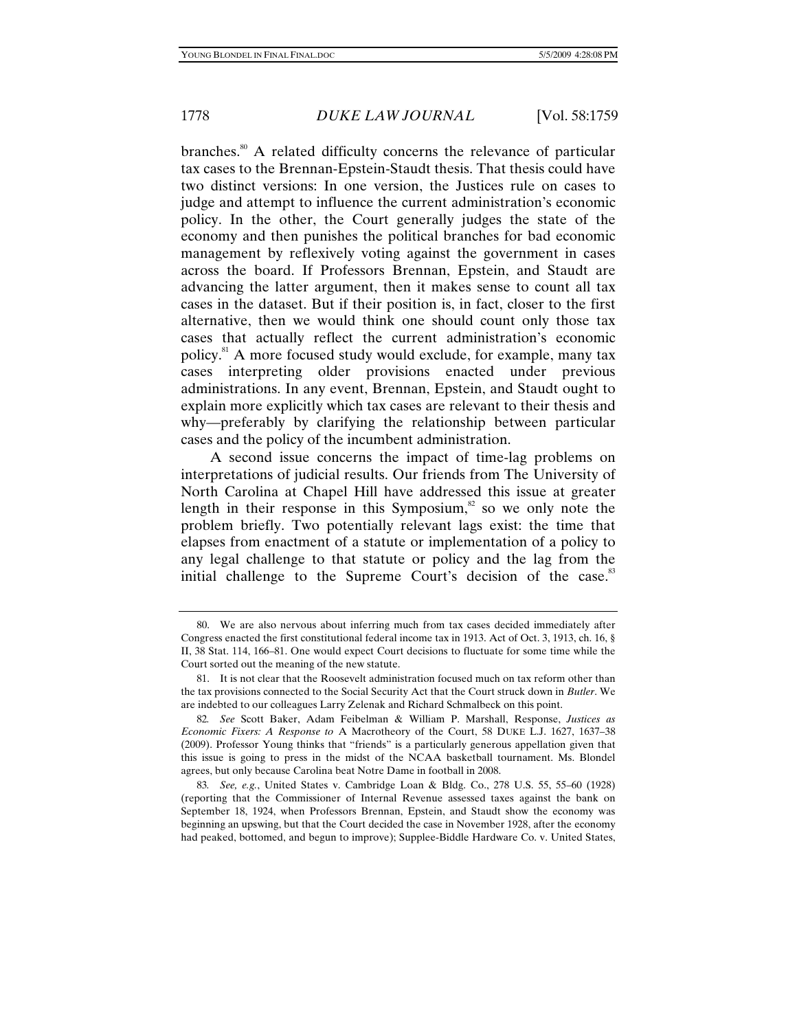branches.[80] A related difficulty concerns the relevance of particular tax cases to the Brennan-Epstein-Staudt thesis. That thesis could have two distinct versions: In one version, the Justices rule on cases to judge and attempt to influence the current administration's economic policy. In the other, the Court generally judges the state of the economy and then punishes the political branches for bad economic management by reflexively voting against the government in cases across the board. If Professors Brennan, Epstein, and Staudt are advancing the latter argument, then it makes sense to count all tax cases in the dataset. But if their position is, in fact, closer to the first alternative, then we would think one should count only those tax cases that actually reflect the current administration's economic policy.[81] A more focused study would exclude, for example, many tax cases interpreting older provisions enacted under previous administrations. In any event, Brennan, Epstein, and Staudt ought to explain more explicitly which tax cases are relevant to their thesis and why—preferably by clarifying the relationship between particular cases and the policy of the incumbent administration.

A second issue concerns the impact of time-lag problems on interpretations of judicial results. Our friends from The University of North Carolina at Chapel Hill have addressed this issue at greater length in their response in this Symposium,[82] so we only note the problem briefly. Two potentially relevant lags exist: the time that elapses from enactment of a statute or implementation of a policy to any legal challenge to that statute or policy and the lag from the initial challenge to the Supreme Court's decision of the case.[83]

---

80. We are also nervous about inferring much from tax cases decided immediately after Congress enacted the first constitutional federal income tax in 1913. Act of Oct. 3, 1913, ch. 16, § II, 38 Stat. 114, 166–81. One would expect Court decisions to fluctuate for some time while the Court sorted out the meaning of the new statute.

81. It is not clear that the Roosevelt administration focused much on tax reform other than the tax provisions connected to the Social Security Act that the Court struck down in *Butler*. We are indebted to our colleagues Larry Zelenak and Richard Schmalbeck on this point.

82. *See* Scott Baker, Adam Feibelman & William P. Marshall, Response, *Justices as Economic Fixers: A Response to* A Macrotheory of the Court, 58 DUKE L.J. 1627, 1637–38 (2009). Professor Young thinks that "friends" is a particularly generous appellation given that this issue is going to press in the midst of the NCAA basketball tournament. Ms. Blondel agrees, but only because Carolina beat Notre Dame in football in 2008.

83. *See, e.g.*, United States v. Cambridge Loan & Bldg. Co., 278 U.S. 55, 55–60 (1928) (reporting that the Commissioner of Internal Revenue assessed taxes against the bank on September 18, 1924, when Professors Brennan, Epstein, and Staudt show the economy was beginning an upswing, but that the Court decided the case in November 1928, after the economy had peaked, bottomed, and begun to improve); Supplee-Biddle Hardware Co. v. United States,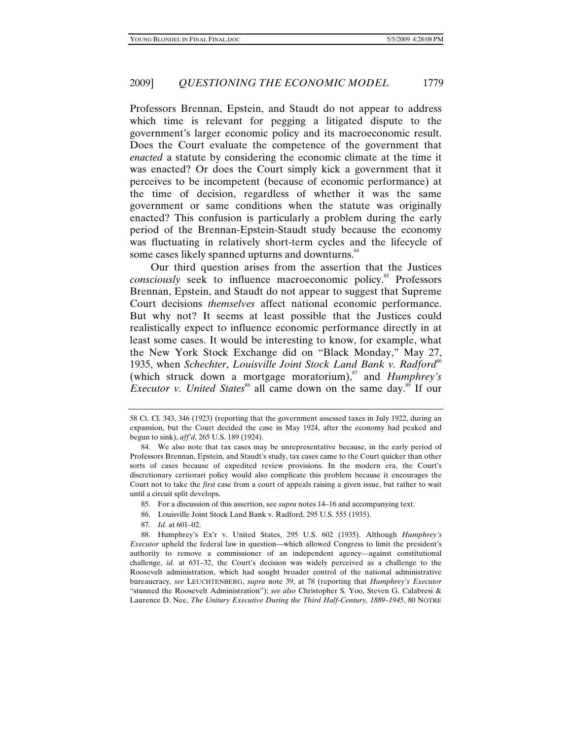Professors Brennan, Epstein, and Staudt do not appear to address which time is relevant for pegging a litigated dispute to the government's larger economic policy and its macroeconomic result. Does the Court evaluate the competence of the government that *enacted* a statute by considering the economic climate at the time it was enacted? Or does the Court simply kick a government that it perceives to be incompetent (because of economic performance) at the time of decision, regardless of whether it was the same government or same conditions when the statute was originally enacted? This confusion is particularly a problem during the early period of the Brennan-Epstein-Staudt study because the economy was fluctuating in relatively short-term cycles and the lifecycle of some cases likely spanned upturns and downturns.[84]

Our third question arises from the assertion that the Justices *consciously* seek to influence macroeconomic policy.[85] Professors Brennan, Epstein, and Staudt do not appear to suggest that Supreme Court decisions *themselves* affect national economic performance. But why not? It seems at least possible that the Justices could realistically expect to influence economic performance directly in at least some cases. It would be interesting to know, for example, what the New York Stock Exchange did on "Black Monday," May 27, 1935, when *Schechter*, *Louisville Joint Stock Land Bank v. Radford*[86] (which struck down a mortgage moratorium),[87] and *Humphrey's Executor v. United States*[88] all came down on the same day.[89] If our

---

58 Ct. Cl. 343, 346 (1923) (reporting that the government assessed taxes in July 1922, during an expansion, but the Court decided the case in May 1924, after the economy had peaked and begun to sink), *aff'd*, 265 U.S. 189 (1924).

84. We also note that tax cases may be unrepresentative because, in the early period of Professors Brennan, Epstein, and Staudt's study, tax cases came to the Court quicker than other sorts of cases because of expedited review provisions. In the modern era, the Court's discretionary certiorari policy would also complicate this problem because it encourages the Court not to take the *first* case from a court of appeals raising a given issue, but rather to wait until a circuit split develops.

85. For a discussion of this assertion, see *supra* notes 14–16 and accompanying text.

86. Louisville Joint Stock Land Bank v. Radford, 295 U.S. 555 (1935).

87. *Id.* at 601–02.

88. Humphrey's Ex'r v. United States, 295 U.S. 602 (1935). Although *Humphrey's Executor* upheld the federal law in question—which allowed Congress to limit the president's authority to remove a commissioner of an independent agency—against constitutional challenge, *id.* at 631–32, the Court's decision was widely perceived as a challenge to the Roosevelt administration, which had sought broader control of the national administrative bureaucracy, *see* LEUCHTENBERG, *supra* note 39, at 78 (reporting that *Humphrey's Executor* "stunned the Roosevelt Administration"); *see also* Christopher S. Yoo, Steven G. Calabresi & Laurence D. Nee, *The Unitary Executive During the Third Half-Century, 1889–1945*, 80 NOTRE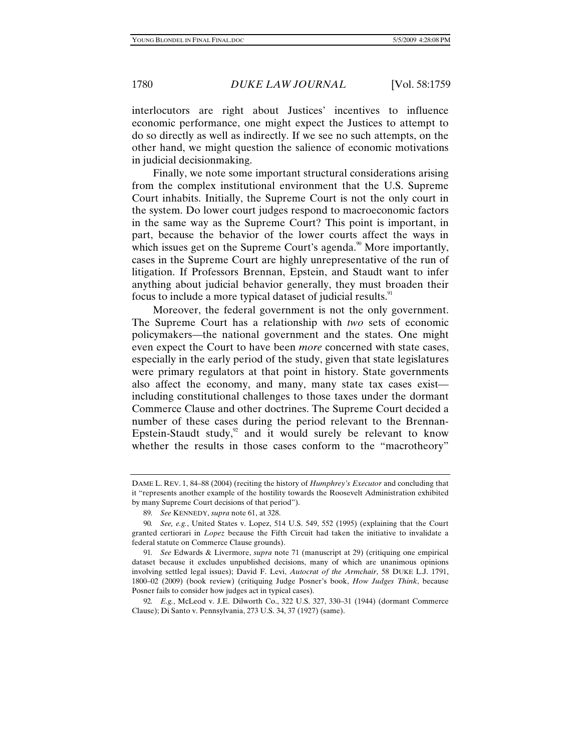interlocutors are right about Justices' incentives to influence economic performance, one might expect the Justices to attempt to do so directly as well as indirectly. If we see no such attempts, on the other hand, we might question the salience of economic motivations in judicial decisionmaking.

Finally, we note some important structural considerations arising from the complex institutional environment that the U.S. Supreme Court inhabits. Initially, the Supreme Court is not the only court in the system. Do lower court judges respond to macroeconomic factors in the same way as the Supreme Court? This point is important, in part, because the behavior of the lower courts affect the ways in which issues get on the Supreme Court's agenda.[90] More importantly, cases in the Supreme Court are highly unrepresentative of the run of litigation. If Professors Brennan, Epstein, and Staudt want to infer anything about judicial behavior generally, they must broaden their focus to include a more typical dataset of judicial results.[91]

Moreover, the federal government is not the only government. The Supreme Court has a relationship with *two* sets of economic policymakers—the national government and the states. One might even expect the Court to have been *more* concerned with state cases, especially in the early period of the study, given that state legislatures were primary regulators at that point in history. State governments also affect the economy, and many, many state tax cases exist—including constitutional challenges to those taxes under the dormant Commerce Clause and other doctrines. The Supreme Court decided a number of these cases during the period relevant to the Brennan-Epstein-Staudt study,[92] and it would surely be relevant to know whether the results in those cases conform to the "macrotheory"

---

DAME L. REV. 1, 84–88 (2004) (reciting the history of *Humphrey's Executor* and concluding that it "represents another example of the hostility towards the Roosevelt Administration exhibited by many Supreme Court decisions of that period").

89. *See* KENNEDY, *supra* note 61, at 328.

90. *See, e.g.*, United States v. Lopez, 514 U.S. 549, 552 (1995) (explaining that the Court granted certiorari in *Lopez* because the Fifth Circuit had taken the initiative to invalidate a federal statute on Commerce Clause grounds).

91. *See* Edwards & Livermore, *supra* note 71 (manuscript at 29) (critiquing one empirical dataset because it excludes unpublished decisions, many of which are unanimous opinions involving settled legal issues); David F. Levi, *Autocrat of the Armchair*, 58 DUKE L.J. 1791, 1800–02 (2009) (book review) (critiquing Judge Posner's book, *How Judges Think*, because Posner fails to consider how judges act in typical cases).

92. *E.g.*, McLeod v. J.E. Dilworth Co., 322 U.S. 327, 330–31 (1944) (dormant Commerce Clause); Di Santo v. Pennsylvania, 273 U.S. 34, 37 (1927) (same).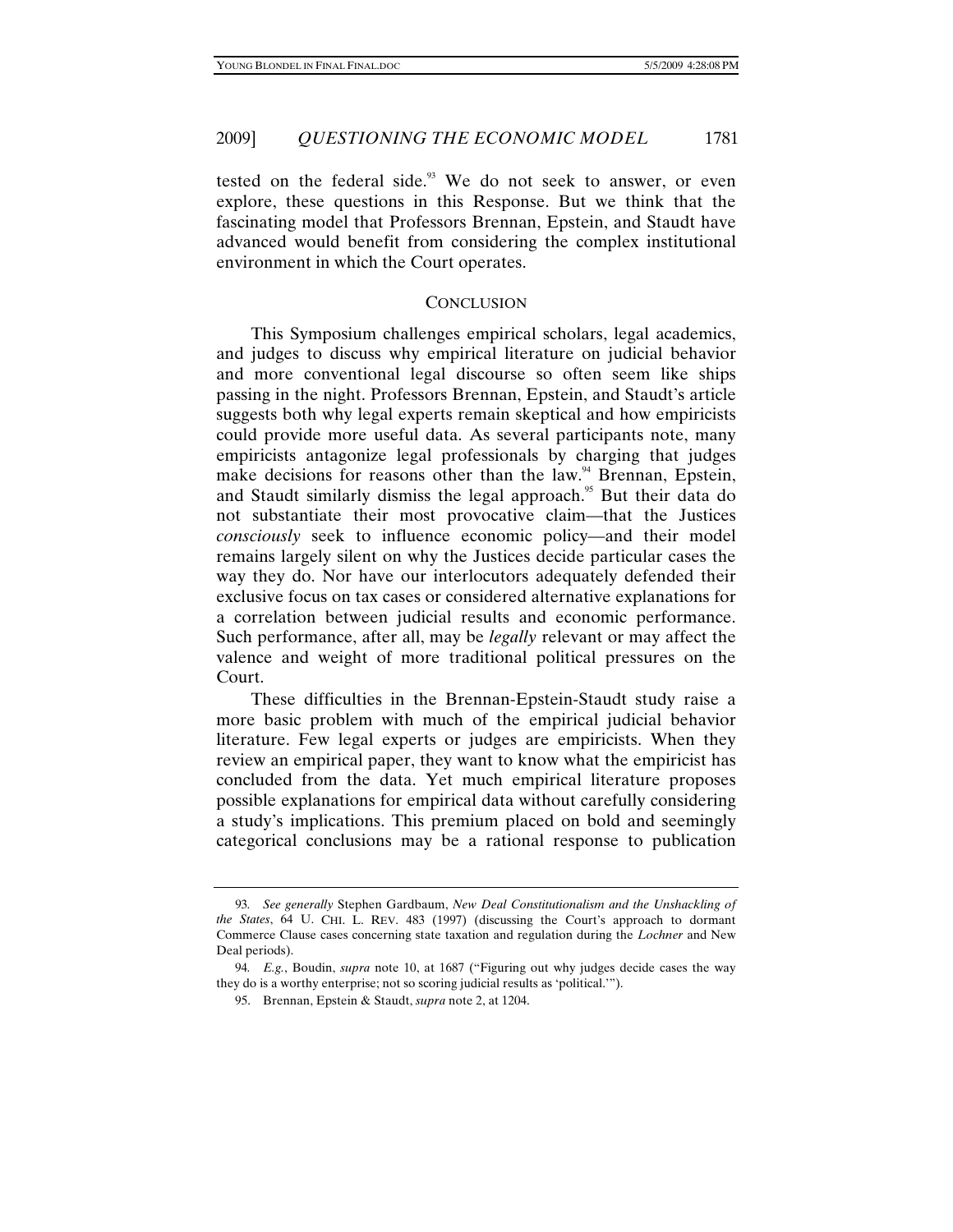tested on the federal side.[93] We do not seek to answer, or even explore, these questions in this Response. But we think that the fascinating model that Professors Brennan, Epstein, and Staudt have advanced would benefit from considering the complex institutional environment in which the Court operates.

## CONCLUSION

This Symposium challenges empirical scholars, legal academics, and judges to discuss why empirical literature on judicial behavior and more conventional legal discourse so often seem like ships passing in the night. Professors Brennan, Epstein, and Staudt's article suggests both why legal experts remain skeptical and how empiricists could provide more useful data. As several participants note, many empiricists antagonize legal professionals by charging that judges make decisions for reasons other than the law.[94] Brennan, Epstein, and Staudt similarly dismiss the legal approach.[95] But their data do not substantiate their most provocative claim—that the Justices *consciously* seek to influence economic policy—and their model remains largely silent on why the Justices decide particular cases the way they do. Nor have our interlocutors adequately defended their exclusive focus on tax cases or considered alternative explanations for a correlation between judicial results and economic performance. Such performance, after all, may be *legally* relevant or may affect the valence and weight of more traditional political pressures on the Court.

These difficulties in the Brennan-Epstein-Staudt study raise a more basic problem with much of the empirical judicial behavior literature. Few legal experts or judges are empiricists. When they review an empirical paper, they want to know what the empiricist has concluded from the data. Yet much empirical literature proposes possible explanations for empirical data without carefully considering a study's implications. This premium placed on bold and seemingly categorical conclusions may be a rational response to publication

---

93. *See generally* Stephen Gardbaum, *New Deal Constitutionalism and the Unshackling of the States*, 64 U. CHI. L. REV. 483 (1997) (discussing the Court's approach to dormant Commerce Clause cases concerning state taxation and regulation during the *Lochner* and New Deal periods).

94. *E.g.*, Boudin, *supra* note 10, at 1687 ("Figuring out why judges decide cases the way they do is a worthy enterprise; not so scoring judicial results as 'political.'").

95. Brennan, Epstein & Staudt, *supra* note 2, at 1204.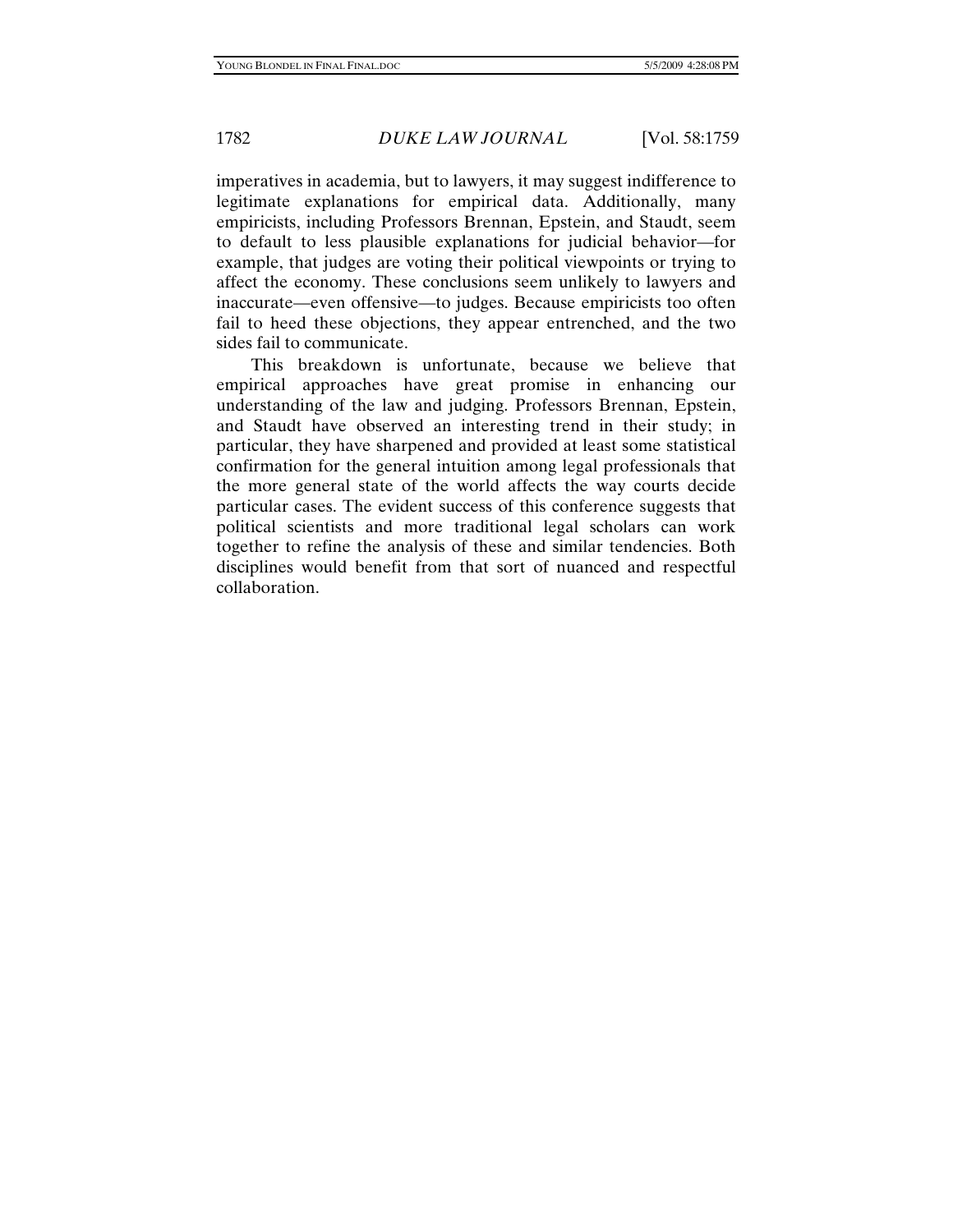imperatives in academia, but to lawyers, it may suggest indifference to legitimate explanations for empirical data. Additionally, many empiricists, including Professors Brennan, Epstein, and Staudt, seem to default to less plausible explanations for judicial behavior—for example, that judges are voting their political viewpoints or trying to affect the economy. These conclusions seem unlikely to lawyers and inaccurate—even offensive—to judges. Because empiricists too often fail to heed these objections, they appear entrenched, and the two sides fail to communicate.

This breakdown is unfortunate, because we believe that empirical approaches have great promise in enhancing our understanding of the law and judging. Professors Brennan, Epstein, and Staudt have observed an interesting trend in their study; in particular, they have sharpened and provided at least some statistical confirmation for the general intuition among legal professionals that the more general state of the world affects the way courts decide particular cases. The evident success of this conference suggests that political scientists and more traditional legal scholars can work together to refine the analysis of these and similar tendencies. Both disciplines would benefit from that sort of nuanced and respectful collaboration.